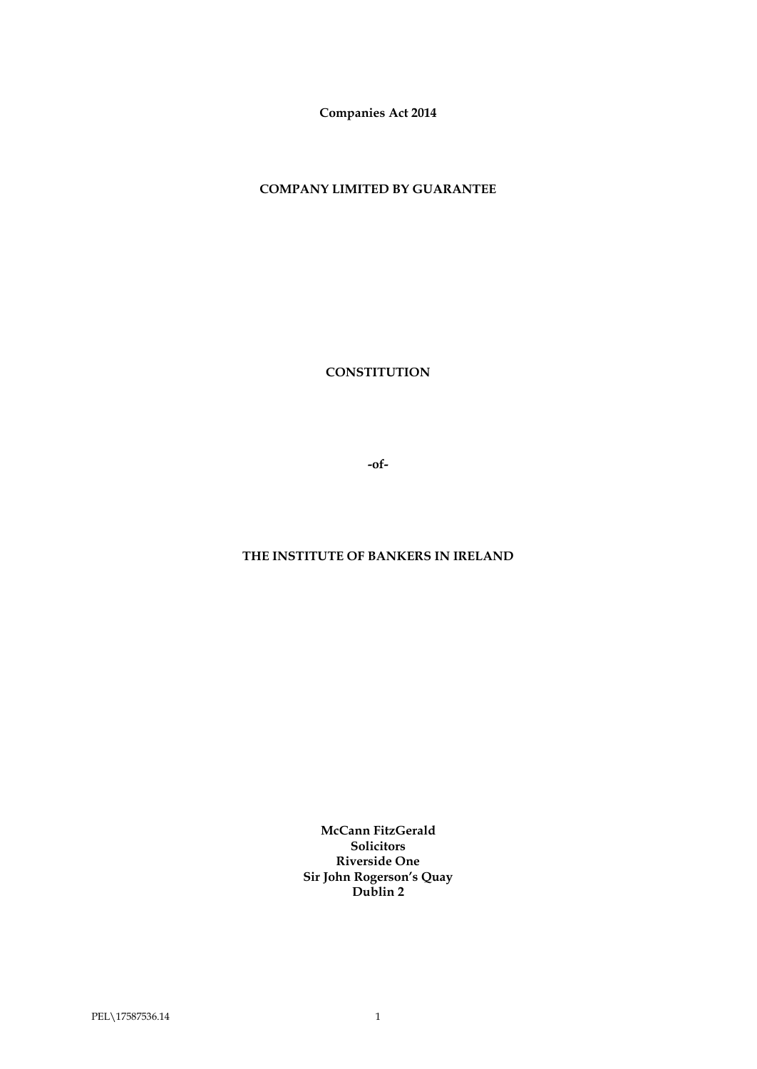**Companies Act 2014**

**COMPANY LIMITED BY GUARANTEE**

# CONSTITUTION

**-of-**

# THE INSTITUTE OF BANKERS IN IRELAND

**McCann FitzGerald**
**Solicitors**
**Riverside One**
**Sir John Rogerson's Quay**
**Dublin 2**

PEL\17587536.14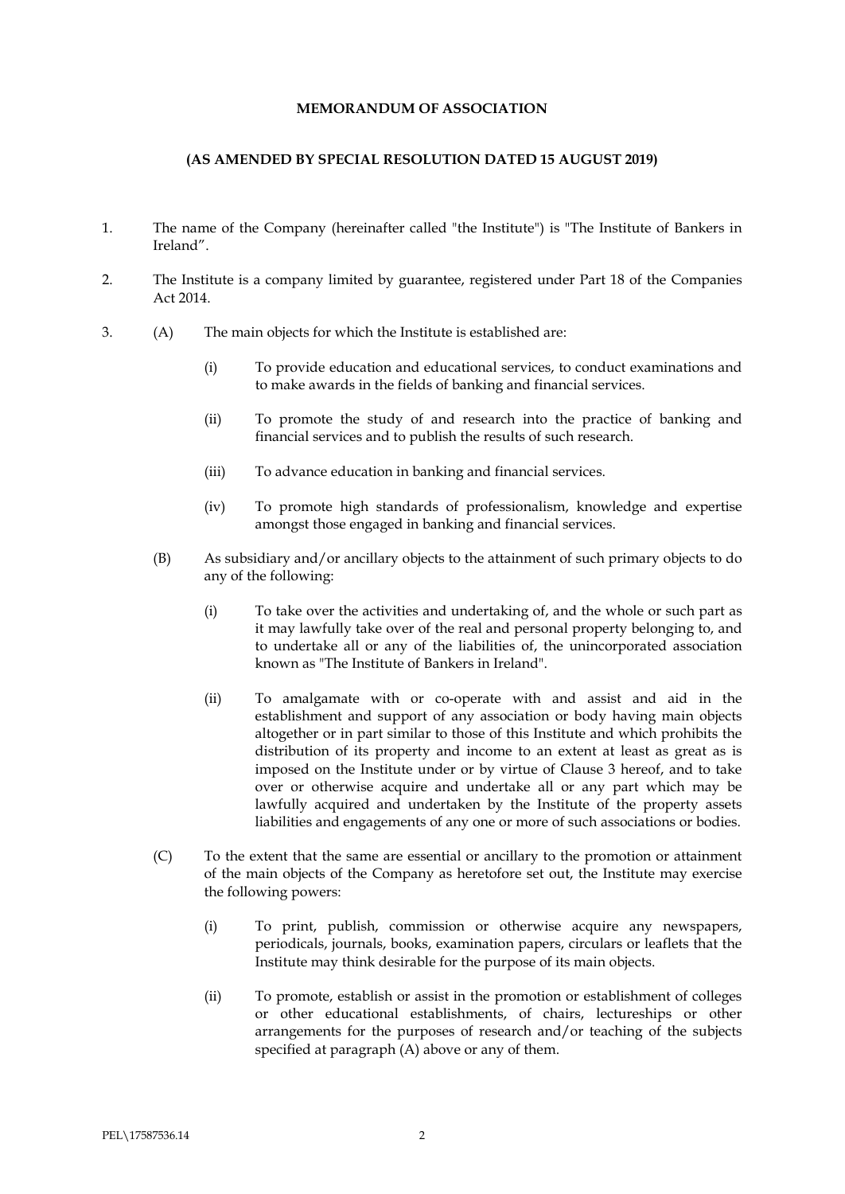**MEMORANDUM OF ASSOCIATION**

**(AS AMENDED BY SPECIAL RESOLUTION DATED 15 AUGUST 2019)**

1. The name of the Company (hereinafter called "the Institute") is "The Institute of Bankers in Ireland".

2. The Institute is a company limited by guarantee, registered under Part 18 of the Companies Act 2014.

3. (A) The main objects for which the Institute is established are:

   (i) To provide education and educational services, to conduct examinations and to make awards in the fields of banking and financial services.

   (ii) To promote the study of and research into the practice of banking and financial services and to publish the results of such research.

   (iii) To advance education in banking and financial services.

   (iv) To promote high standards of professionalism, knowledge and expertise amongst those engaged in banking and financial services.

   (B) As subsidiary and/or ancillary objects to the attainment of such primary objects to do any of the following:

   (i) To take over the activities and undertaking of, and the whole or such part as it may lawfully take over of the real and personal property belonging to, and to undertake all or any of the liabilities of, the unincorporated association known as "The Institute of Bankers in Ireland".

   (ii) To amalgamate with or co-operate with and assist and aid in the establishment and support of any association or body having main objects altogether or in part similar to those of this Institute and which prohibits the distribution of its property and income to an extent at least as great as is imposed on the Institute under or by virtue of Clause 3 hereof, and to take over or otherwise acquire and undertake all or any part which may be lawfully acquired and undertaken by the Institute of the property assets liabilities and engagements of any one or more of such associations or bodies.

   (C) To the extent that the same are essential or ancillary to the promotion or attainment of the main objects of the Company as heretofore set out, the Institute may exercise the following powers:

   (i) To print, publish, commission or otherwise acquire any newspapers, periodicals, journals, books, examination papers, circulars or leaflets that the Institute may think desirable for the purpose of its main objects.

   (ii) To promote, establish or assist in the promotion or establishment of colleges or other educational establishments, of chairs, lectureships or other arrangements for the purposes of research and/or teaching of the subjects specified at paragraph (A) above or any of them.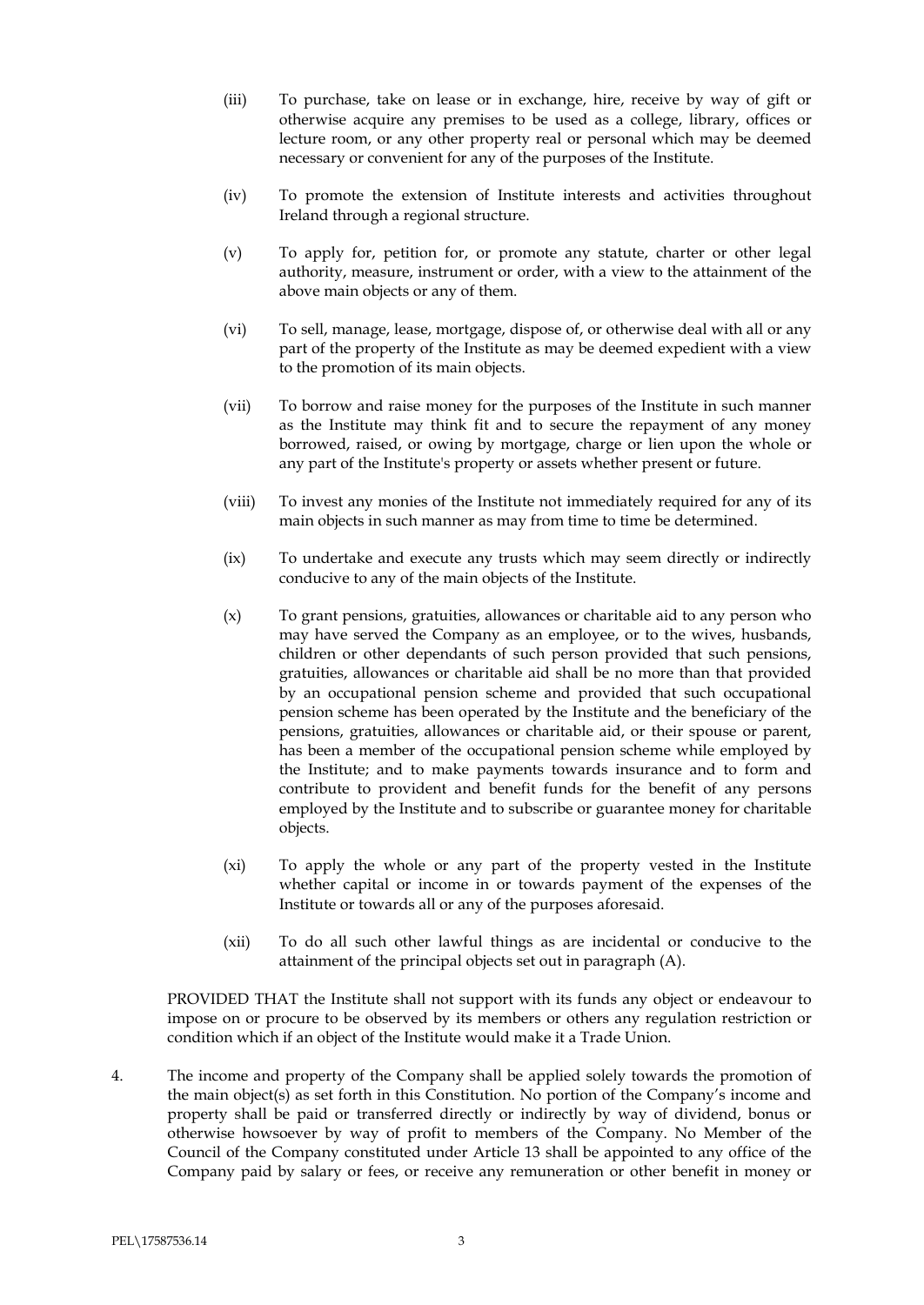(iii) To purchase, take on lease or in exchange, hire, receive by way of gift or otherwise acquire any premises to be used as a college, library, offices or lecture room, or any other property real or personal which may be deemed necessary or convenient for any of the purposes of the Institute.

(iv) To promote the extension of Institute interests and activities throughout Ireland through a regional structure.

(v) To apply for, petition for, or promote any statute, charter or other legal authority, measure, instrument or order, with a view to the attainment of the above main objects or any of them.

(vi) To sell, manage, lease, mortgage, dispose of, or otherwise deal with all or any part of the property of the Institute as may be deemed expedient with a view to the promotion of its main objects.

(vii) To borrow and raise money for the purposes of the Institute in such manner as the Institute may think fit and to secure the repayment of any money borrowed, raised, or owing by mortgage, charge or lien upon the whole or any part of the Institute's property or assets whether present or future.

(viii) To invest any monies of the Institute not immediately required for any of its main objects in such manner as may from time to time be determined.

(ix) To undertake and execute any trusts which may seem directly or indirectly conducive to any of the main objects of the Institute.

(x) To grant pensions, gratuities, allowances or charitable aid to any person who may have served the Company as an employee, or to the wives, husbands, children or other dependants of such person provided that such pensions, gratuities, allowances or charitable aid shall be no more than that provided by an occupational pension scheme and provided that such occupational pension scheme has been operated by the Institute and the beneficiary of the pensions, gratuities, allowances or charitable aid, or their spouse or parent, has been a member of the occupational pension scheme while employed by the Institute; and to make payments towards insurance and to form and contribute to provident and benefit funds for the benefit of any persons employed by the Institute and to subscribe or guarantee money for charitable objects.

(xi) To apply the whole or any part of the property vested in the Institute whether capital or income in or towards payment of the expenses of the Institute or towards all or any of the purposes aforesaid.

(xii) To do all such other lawful things as are incidental or conducive to the attainment of the principal objects set out in paragraph (A).

PROVIDED THAT the Institute shall not support with its funds any object or endeavour to impose on or procure to be observed by its members or others any regulation restriction or condition which if an object of the Institute would make it a Trade Union.

4. The income and property of the Company shall be applied solely towards the promotion of the main object(s) as set forth in this Constitution. No portion of the Company's income and property shall be paid or transferred directly or indirectly by way of dividend, bonus or otherwise howsoever by way of profit to members of the Company. No Member of the Council of the Company constituted under Article 13 shall be appointed to any office of the Company paid by salary or fees, or receive any remuneration or other benefit in money or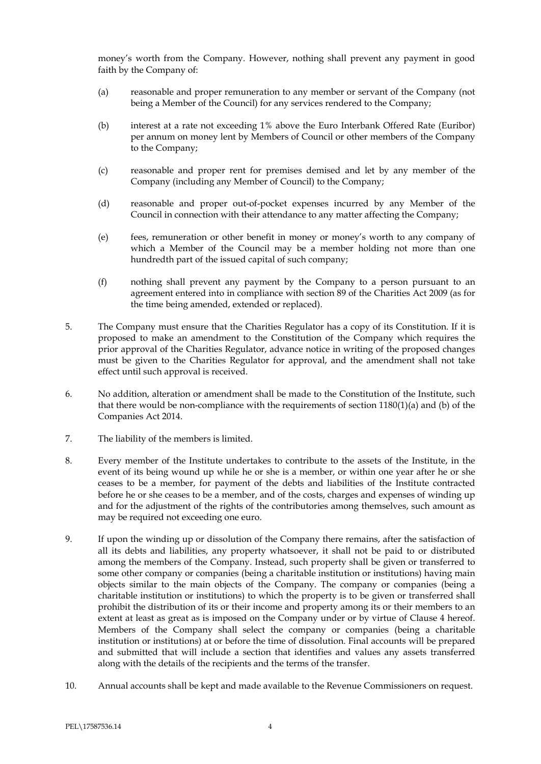money's worth from the Company. However, nothing shall prevent any payment in good faith by the Company of:

(a) reasonable and proper remuneration to any member or servant of the Company (not being a Member of the Council) for any services rendered to the Company;

(b) interest at a rate not exceeding 1% above the Euro Interbank Offered Rate (Euribor) per annum on money lent by Members of Council or other members of the Company to the Company;

(c) reasonable and proper rent for premises demised and let by any member of the Company (including any Member of Council) to the Company;

(d) reasonable and proper out-of-pocket expenses incurred by any Member of the Council in connection with their attendance to any matter affecting the Company;

(e) fees, remuneration or other benefit in money or money's worth to any company of which a Member of the Council may be a member holding not more than one hundredth part of the issued capital of such company;

(f) nothing shall prevent any payment by the Company to a person pursuant to an agreement entered into in compliance with section 89 of the Charities Act 2009 (as for the time being amended, extended or replaced).

5. The Company must ensure that the Charities Regulator has a copy of its Constitution. If it is proposed to make an amendment to the Constitution of the Company which requires the prior approval of the Charities Regulator, advance notice in writing of the proposed changes must be given to the Charities Regulator for approval, and the amendment shall not take effect until such approval is received.

6. No addition, alteration or amendment shall be made to the Constitution of the Institute, such that there would be non-compliance with the requirements of section 1180(1)(a) and (b) of the Companies Act 2014.

7. The liability of the members is limited.

8. Every member of the Institute undertakes to contribute to the assets of the Institute, in the event of its being wound up while he or she is a member, or within one year after he or she ceases to be a member, for payment of the debts and liabilities of the Institute contracted before he or she ceases to be a member, and of the costs, charges and expenses of winding up and for the adjustment of the rights of the contributories among themselves, such amount as may be required not exceeding one euro.

9. If upon the winding up or dissolution of the Company there remains, after the satisfaction of all its debts and liabilities, any property whatsoever, it shall not be paid to or distributed among the members of the Company. Instead, such property shall be given or transferred to some other company or companies (being a charitable institution or institutions) having main objects similar to the main objects of the Company. The company or companies (being a charitable institution or institutions) to which the property is to be given or transferred shall prohibit the distribution of its or their income and property among its or their members to an extent at least as great as is imposed on the Company under or by virtue of Clause 4 hereof. Members of the Company shall select the company or companies (being a charitable institution or institutions) at or before the time of dissolution. Final accounts will be prepared and submitted that will include a section that identifies and values any assets transferred along with the details of the recipients and the terms of the transfer.

10. Annual accounts shall be kept and made available to the Revenue Commissioners on request.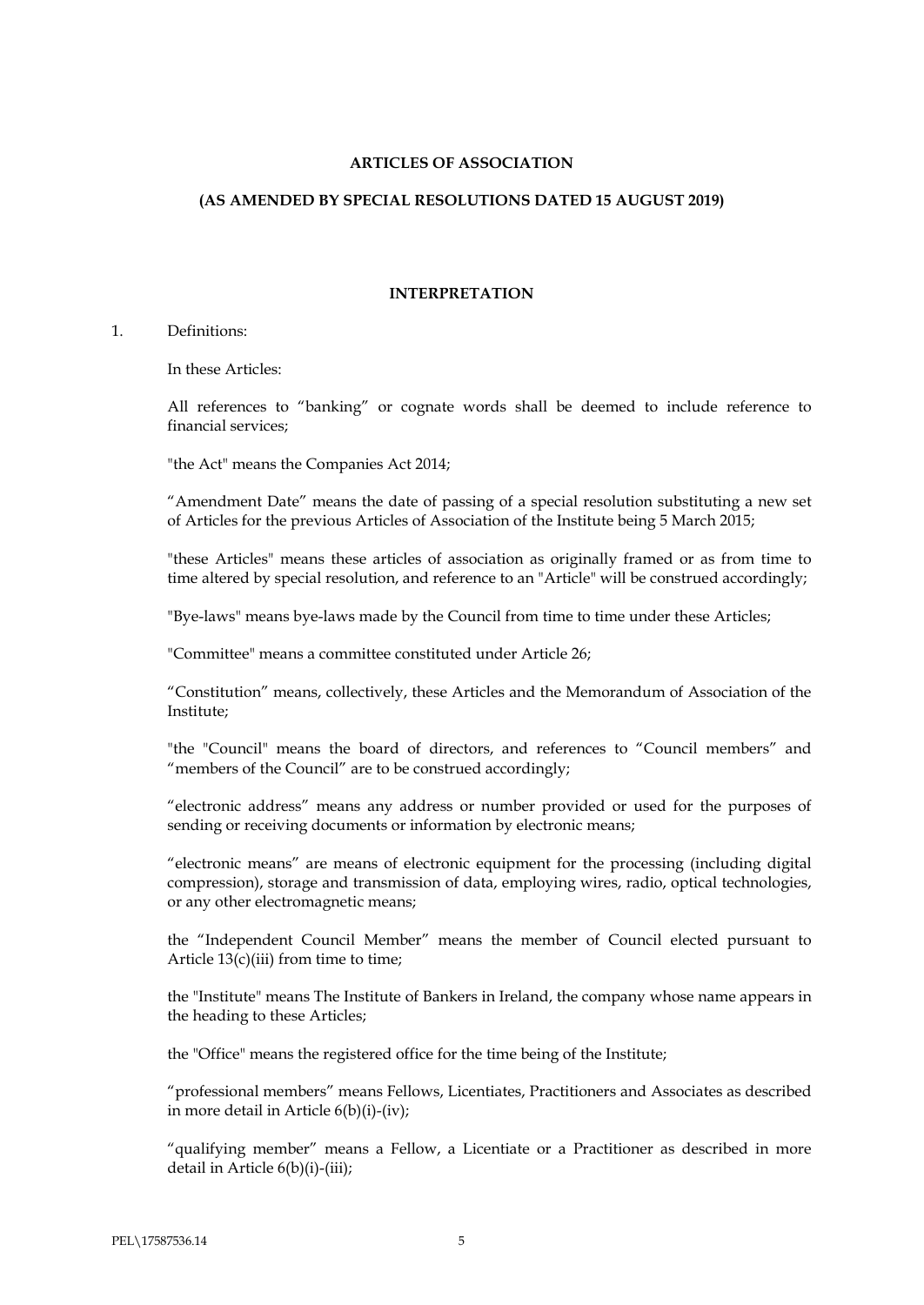**ARTICLES OF ASSOCIATION**

**(AS AMENDED BY SPECIAL RESOLUTIONS DATED 15 AUGUST 2019)**

**INTERPRETATION**

1. Definitions:

In these Articles:

All references to "banking" or cognate words shall be deemed to include reference to financial services;

"the Act" means the Companies Act 2014;

"Amendment Date" means the date of passing of a special resolution substituting a new set of Articles for the previous Articles of Association of the Institute being 5 March 2015;

"these Articles" means these articles of association as originally framed or as from time to time altered by special resolution, and reference to an "Article" will be construed accordingly;

"Bye-laws" means bye-laws made by the Council from time to time under these Articles;

"Committee" means a committee constituted under Article 26;

"Constitution" means, collectively, these Articles and the Memorandum of Association of the Institute;

"the "Council" means the board of directors, and references to "Council members" and "members of the Council" are to be construed accordingly;

"electronic address" means any address or number provided or used for the purposes of sending or receiving documents or information by electronic means;

"electronic means" are means of electronic equipment for the processing (including digital compression), storage and transmission of data, employing wires, radio, optical technologies, or any other electromagnetic means;

the "Independent Council Member" means the member of Council elected pursuant to Article 13(c)(iii) from time to time;

the "Institute" means The Institute of Bankers in Ireland, the company whose name appears in the heading to these Articles;

the "Office" means the registered office for the time being of the Institute;

"professional members" means Fellows, Licentiates, Practitioners and Associates as described in more detail in Article 6(b)(i)-(iv);

"qualifying member" means a Fellow, a Licentiate or a Practitioner as described in more detail in Article 6(b)(i)-(iii);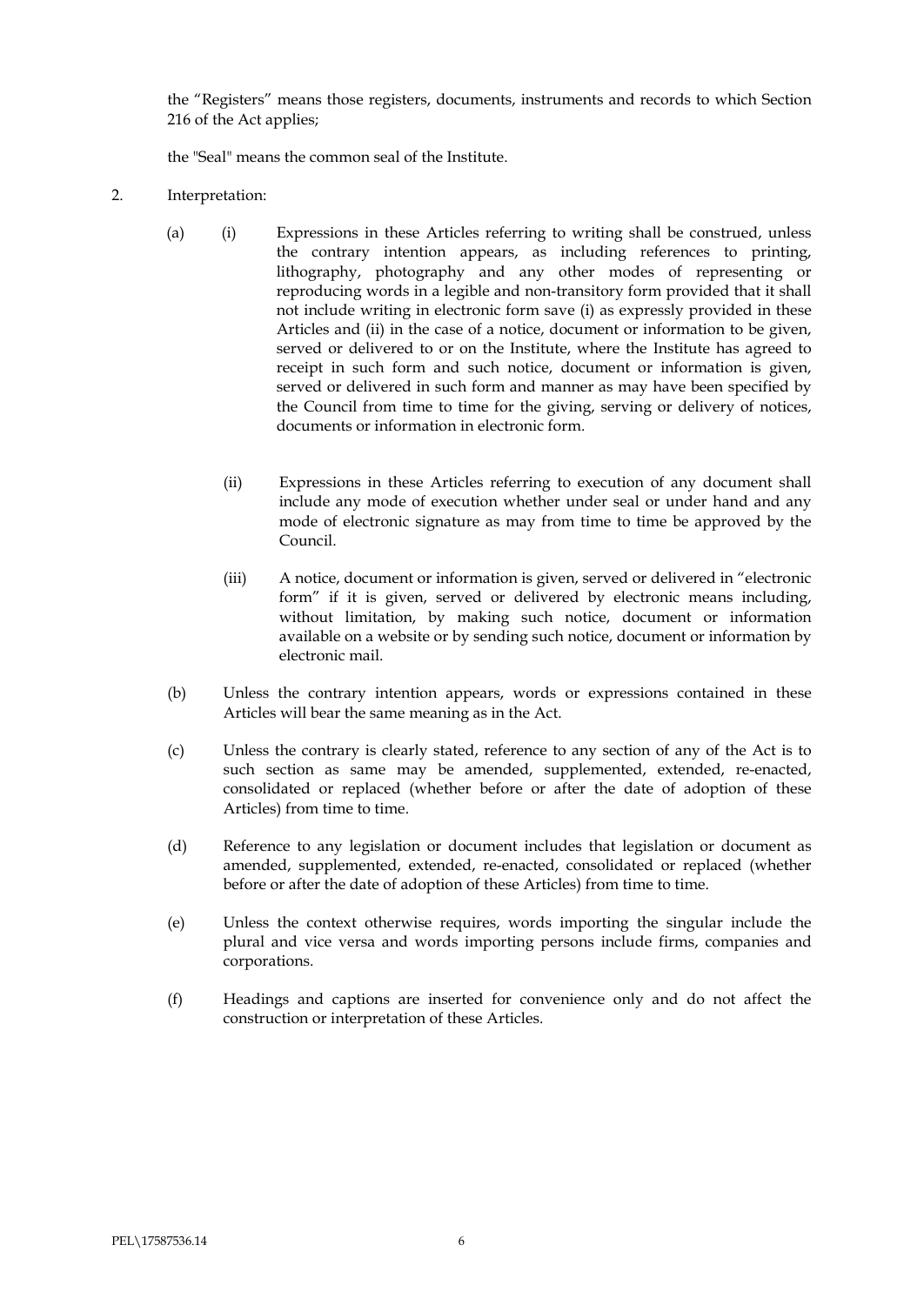the “Registers” means those registers, documents, instruments and records to which Section 216 of the Act applies;

the "Seal" means the common seal of the Institute.

2. Interpretation:

   (a) (i) Expressions in these Articles referring to writing shall be construed, unless the contrary intention appears, as including references to printing, lithography, photography and any other modes of representing or reproducing words in a legible and non-transitory form provided that it shall not include writing in electronic form save (i) as expressly provided in these Articles and (ii) in the case of a notice, document or information to be given, served or delivered to or on the Institute, where the Institute has agreed to receipt in such form and such notice, document or information is given, served or delivered in such form and manner as may have been specified by the Council from time to time for the giving, serving or delivery of notices, documents or information in electronic form.

   (ii) Expressions in these Articles referring to execution of any document shall include any mode of execution whether under seal or under hand and any mode of electronic signature as may from time to time be approved by the Council.

   (iii) A notice, document or information is given, served or delivered in “electronic form” if it is given, served or delivered by electronic means including, without limitation, by making such notice, document or information available on a website or by sending such notice, document or information by electronic mail.

   (b) Unless the contrary intention appears, words or expressions contained in these Articles will bear the same meaning as in the Act.

   (c) Unless the contrary is clearly stated, reference to any section of any of the Act is to such section as same may be amended, supplemented, extended, re-enacted, consolidated or replaced (whether before or after the date of adoption of these Articles) from time to time.

   (d) Reference to any legislation or document includes that legislation or document as amended, supplemented, extended, re-enacted, consolidated or replaced (whether before or after the date of adoption of these Articles) from time to time.

   (e) Unless the context otherwise requires, words importing the singular include the plural and vice versa and words importing persons include firms, companies and corporations.

   (f) Headings and captions are inserted for convenience only and do not affect the construction or interpretation of these Articles.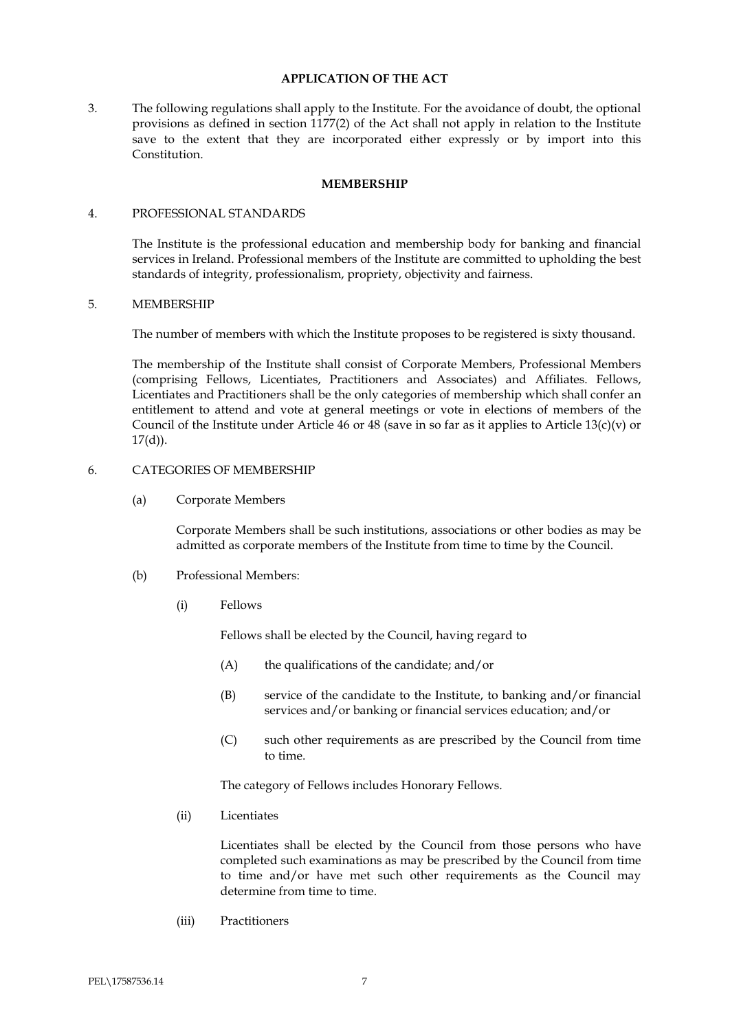## APPLICATION OF THE ACT

3. The following regulations shall apply to the Institute. For the avoidance of doubt, the optional provisions as defined in section 1177(2) of the Act shall not apply in relation to the Institute save to the extent that they are incorporated either expressly or by import into this Constitution.

## MEMBERSHIP

4. PROFESSIONAL STANDARDS

   The Institute is the professional education and membership body for banking and financial services in Ireland. Professional members of the Institute are committed to upholding the best standards of integrity, professionalism, propriety, objectivity and fairness.

5. MEMBERSHIP

   The number of members with which the Institute proposes to be registered is sixty thousand.

   The membership of the Institute shall consist of Corporate Members, Professional Members (comprising Fellows, Licentiates, Practitioners and Associates) and Affiliates. Fellows, Licentiates and Practitioners shall be the only categories of membership which shall confer an entitlement to attend and vote at general meetings or vote in elections of members of the Council of the Institute under Article 46 or 48 (save in so far as it applies to Article 13(c)(v) or 17(d)).

6. CATEGORIES OF MEMBERSHIP

   (a) Corporate Members

   Corporate Members shall be such institutions, associations or other bodies as may be admitted as corporate members of the Institute from time to time by the Council.

   (b) Professional Members:

   (i) Fellows

   Fellows shall be elected by the Council, having regard to

   (A) the qualifications of the candidate; and/or

   (B) service of the candidate to the Institute, to banking and/or financial services and/or banking or financial services education; and/or

   (C) such other requirements as are prescribed by the Council from time to time.

   The category of Fellows includes Honorary Fellows.

   (ii) Licentiates

   Licentiates shall be elected by the Council from those persons who have completed such examinations as may be prescribed by the Council from time to time and/or have met such other requirements as the Council may determine from time to time.

   (iii) Practitioners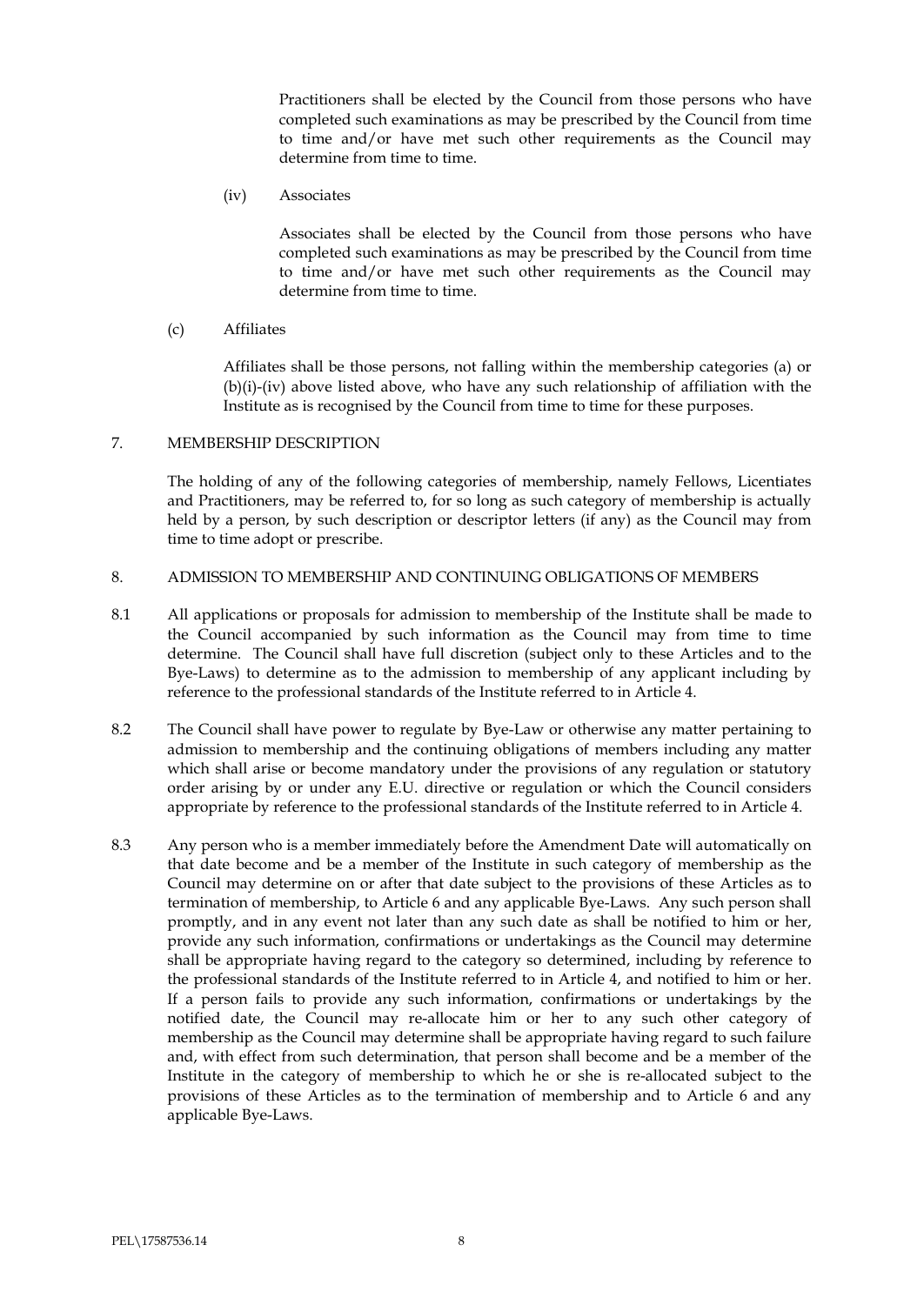Practitioners shall be elected by the Council from those persons who have completed such examinations as may be prescribed by the Council from time to time and/or have met such other requirements as the Council may determine from time to time.

(iv) Associates

Associates shall be elected by the Council from those persons who have completed such examinations as may be prescribed by the Council from time to time and/or have met such other requirements as the Council may determine from time to time.

(c) Affiliates

Affiliates shall be those persons, not falling within the membership categories (a) or (b)(i)-(iv) above listed above, who have any such relationship of affiliation with the Institute as is recognised by the Council from time to time for these purposes.

## 7. MEMBERSHIP DESCRIPTION

The holding of any of the following categories of membership, namely Fellows, Licentiates and Practitioners, may be referred to, for so long as such category of membership is actually held by a person, by such description or descriptor letters (if any) as the Council may from time to time adopt or prescribe.

## 8. ADMISSION TO MEMBERSHIP AND CONTINUING OBLIGATIONS OF MEMBERS

8.1 All applications or proposals for admission to membership of the Institute shall be made to the Council accompanied by such information as the Council may from time to time determine. The Council shall have full discretion (subject only to these Articles and to the Bye-Laws) to determine as to the admission to membership of any applicant including by reference to the professional standards of the Institute referred to in Article 4.

8.2 The Council shall have power to regulate by Bye-Law or otherwise any matter pertaining to admission to membership and the continuing obligations of members including any matter which shall arise or become mandatory under the provisions of any regulation or statutory order arising by or under any E.U. directive or regulation or which the Council considers appropriate by reference to the professional standards of the Institute referred to in Article 4.

8.3 Any person who is a member immediately before the Amendment Date will automatically on that date become and be a member of the Institute in such category of membership as the Council may determine on or after that date subject to the provisions of these Articles as to termination of membership, to Article 6 and any applicable Bye-Laws. Any such person shall promptly, and in any event not later than any such date as shall be notified to him or her, provide any such information, confirmations or undertakings as the Council may determine shall be appropriate having regard to the category so determined, including by reference to the professional standards of the Institute referred to in Article 4, and notified to him or her. If a person fails to provide any such information, confirmations or undertakings by the notified date, the Council may re-allocate him or her to any such other category of membership as the Council may determine shall be appropriate having regard to such failure and, with effect from such determination, that person shall become and be a member of the Institute in the category of membership to which he or she is re-allocated subject to the provisions of these Articles as to the termination of membership and to Article 6 and any applicable Bye-Laws.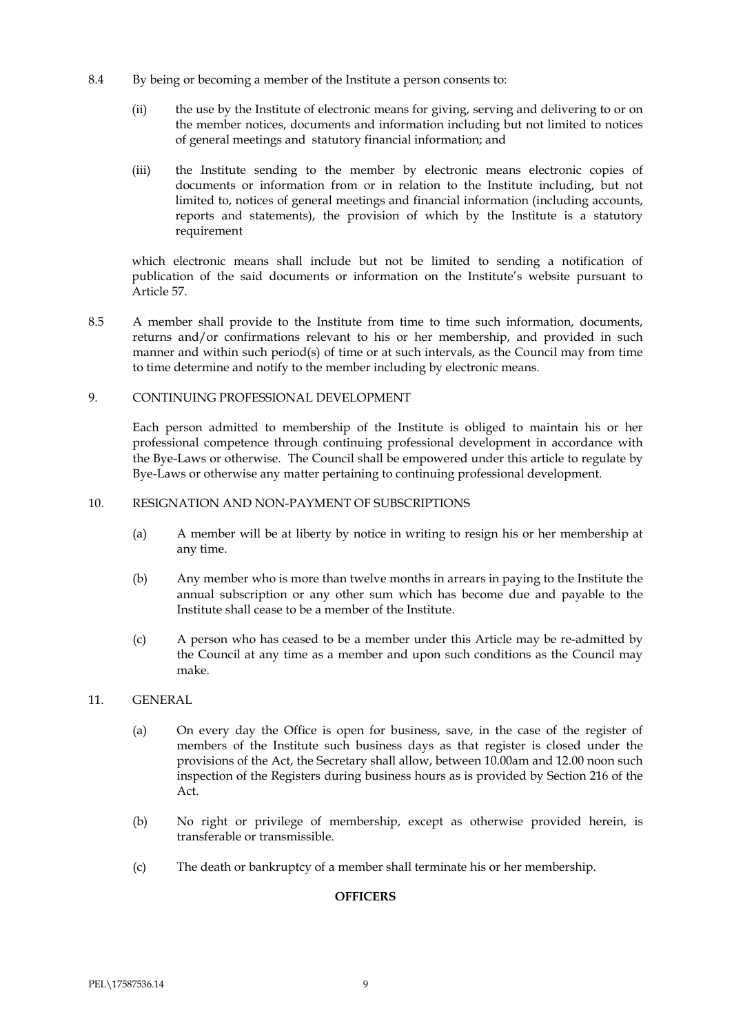8.4 By being or becoming a member of the Institute a person consents to:

(ii) the use by the Institute of electronic means for giving, serving and delivering to or on the member notices, documents and information including but not limited to notices of general meetings and statutory financial information; and

(iii) the Institute sending to the member by electronic means electronic copies of documents or information from or in relation to the Institute including, but not limited to, notices of general meetings and financial information (including accounts, reports and statements), the provision of which by the Institute is a statutory requirement

which electronic means shall include but not be limited to sending a notification of publication of the said documents or information on the Institute's website pursuant to Article 57.

8.5 A member shall provide to the Institute from time to time such information, documents, returns and/or confirmations relevant to his or her membership, and provided in such manner and within such period(s) of time or at such intervals, as the Council may from time to time determine and notify to the member including by electronic means.

9. CONTINUING PROFESSIONAL DEVELOPMENT

Each person admitted to membership of the Institute is obliged to maintain his or her professional competence through continuing professional development in accordance with the Bye-Laws or otherwise. The Council shall be empowered under this article to regulate by Bye-Laws or otherwise any matter pertaining to continuing professional development.

10. RESIGNATION AND NON-PAYMENT OF SUBSCRIPTIONS

(a) A member will be at liberty by notice in writing to resign his or her membership at any time.

(b) Any member who is more than twelve months in arrears in paying to the Institute the annual subscription or any other sum which has become due and payable to the Institute shall cease to be a member of the Institute.

(c) A person who has ceased to be a member under this Article may be re-admitted by the Council at any time as a member and upon such conditions as the Council may make.

11. GENERAL

(a) On every day the Office is open for business, save, in the case of the register of members of the Institute such business days as that register is closed under the provisions of the Act, the Secretary shall allow, between 10.00am and 12.00 noon such inspection of the Registers during business hours as is provided by Section 216 of the Act.

(b) No right or privilege of membership, except as otherwise provided herein, is transferable or transmissible.

(c) The death or bankruptcy of a member shall terminate his or her membership.

**OFFICERS**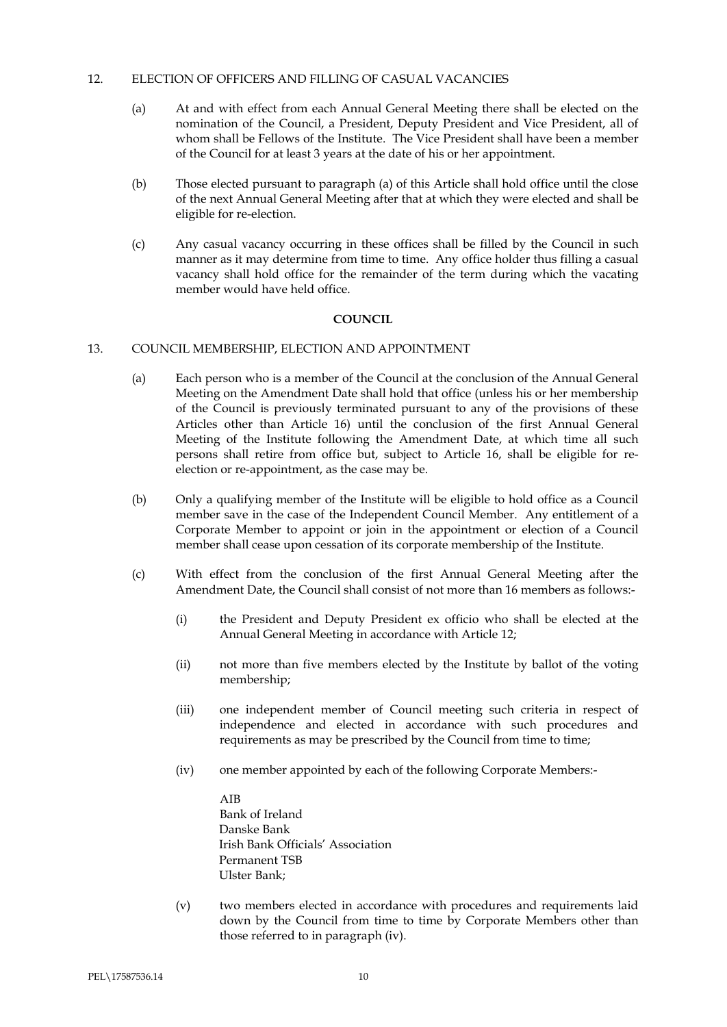12. ELECTION OF OFFICERS AND FILLING OF CASUAL VACANCIES

(a) At and with effect from each Annual General Meeting there shall be elected on the nomination of the Council, a President, Deputy President and Vice President, all of whom shall be Fellows of the Institute. The Vice President shall have been a member of the Council for at least 3 years at the date of his or her appointment.

(b) Those elected pursuant to paragraph (a) of this Article shall hold office until the close of the next Annual General Meeting after that at which they were elected and shall be eligible for re-election.

(c) Any casual vacancy occurring in these offices shall be filled by the Council in such manner as it may determine from time to time. Any office holder thus filling a casual vacancy shall hold office for the remainder of the term during which the vacating member would have held office.

**COUNCIL**

13. COUNCIL MEMBERSHIP, ELECTION AND APPOINTMENT

(a) Each person who is a member of the Council at the conclusion of the Annual General Meeting on the Amendment Date shall hold that office (unless his or her membership of the Council is previously terminated pursuant to any of the provisions of these Articles other than Article 16) until the conclusion of the first Annual General Meeting of the Institute following the Amendment Date, at which time all such persons shall retire from office but, subject to Article 16, shall be eligible for re-election or re-appointment, as the case may be.

(b) Only a qualifying member of the Institute will be eligible to hold office as a Council member save in the case of the Independent Council Member. Any entitlement of a Corporate Member to appoint or join in the appointment or election of a Council member shall cease upon cessation of its corporate membership of the Institute.

(c) With effect from the conclusion of the first Annual General Meeting after the Amendment Date, the Council shall consist of not more than 16 members as follows:-

(i) the President and Deputy President ex officio who shall be elected at the Annual General Meeting in accordance with Article 12;

(ii) not more than five members elected by the Institute by ballot of the voting membership;

(iii) one independent member of Council meeting such criteria in respect of independence and elected in accordance with such procedures and requirements as may be prescribed by the Council from time to time;

(iv) one member appointed by each of the following Corporate Members:-

AIB
Bank of Ireland
Danske Bank
Irish Bank Officials' Association
Permanent TSB
Ulster Bank;

(v) two members elected in accordance with procedures and requirements laid down by the Council from time to time by Corporate Members other than those referred to in paragraph (iv).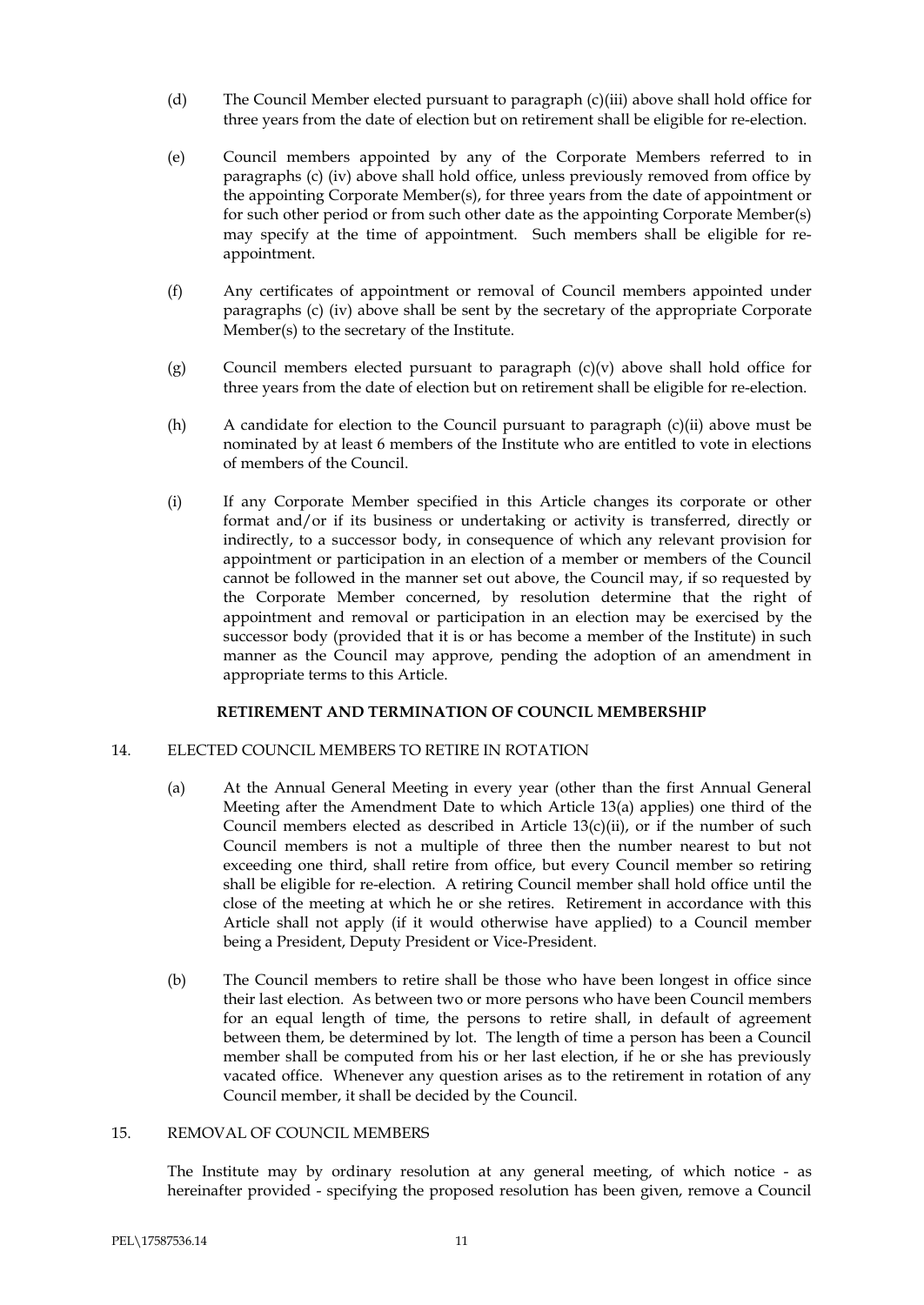(d) The Council Member elected pursuant to paragraph (c)(iii) above shall hold office for three years from the date of election but on retirement shall be eligible for re-election.

(e) Council members appointed by any of the Corporate Members referred to in paragraphs (c) (iv) above shall hold office, unless previously removed from office by the appointing Corporate Member(s), for three years from the date of appointment or for such other period or from such other date as the appointing Corporate Member(s) may specify at the time of appointment. Such members shall be eligible for re-appointment.

(f) Any certificates of appointment or removal of Council members appointed under paragraphs (c) (iv) above shall be sent by the secretary of the appropriate Corporate Member(s) to the secretary of the Institute.

(g) Council members elected pursuant to paragraph (c)(v) above shall hold office for three years from the date of election but on retirement shall be eligible for re-election.

(h) A candidate for election to the Council pursuant to paragraph (c)(ii) above must be nominated by at least 6 members of the Institute who are entitled to vote in elections of members of the Council.

(i) If any Corporate Member specified in this Article changes its corporate or other format and/or if its business or undertaking or activity is transferred, directly or indirectly, to a successor body, in consequence of which any relevant provision for appointment or participation in an election of a member or members of the Council cannot be followed in the manner set out above, the Council may, if so requested by the Corporate Member concerned, by resolution determine that the right of appointment and removal or participation in an election may be exercised by the successor body (provided that it is or has become a member of the Institute) in such manner as the Council may approve, pending the adoption of an amendment in appropriate terms to this Article.

**RETIREMENT AND TERMINATION OF COUNCIL MEMBERSHIP**

14. ELECTED COUNCIL MEMBERS TO RETIRE IN ROTATION

(a) At the Annual General Meeting in every year (other than the first Annual General Meeting after the Amendment Date to which Article 13(a) applies) one third of the Council members elected as described in Article 13(c)(ii), or if the number of such Council members is not a multiple of three then the number nearest to but not exceeding one third, shall retire from office, but every Council member so retiring shall be eligible for re-election. A retiring Council member shall hold office until the close of the meeting at which he or she retires. Retirement in accordance with this Article shall not apply (if it would otherwise have applied) to a Council member being a President, Deputy President or Vice-President.

(b) The Council members to retire shall be those who have been longest in office since their last election. As between two or more persons who have been Council members for an equal length of time, the persons to retire shall, in default of agreement between them, be determined by lot. The length of time a person has been a Council member shall be computed from his or her last election, if he or she has previously vacated office. Whenever any question arises as to the retirement in rotation of any Council member, it shall be decided by the Council.

15. REMOVAL OF COUNCIL MEMBERS

The Institute may by ordinary resolution at any general meeting, of which notice - as hereinafter provided - specifying the proposed resolution has been given, remove a Council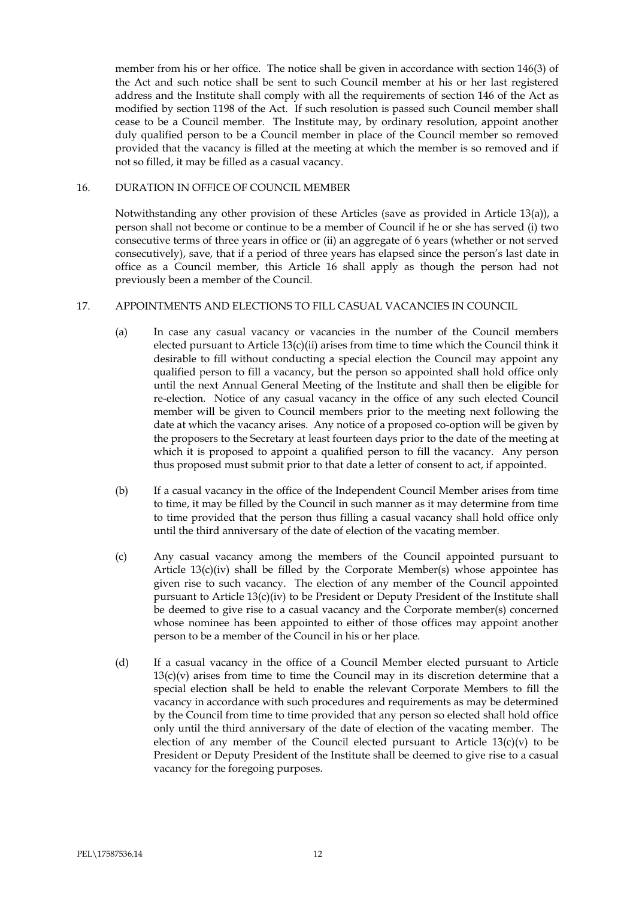member from his or her office. The notice shall be given in accordance with section 146(3) of the Act and such notice shall be sent to such Council member at his or her last registered address and the Institute shall comply with all the requirements of section 146 of the Act as modified by section 1198 of the Act. If such resolution is passed such Council member shall cease to be a Council member. The Institute may, by ordinary resolution, appoint another duly qualified person to be a Council member in place of the Council member so removed provided that the vacancy is filled at the meeting at which the member is so removed and if not so filled, it may be filled as a casual vacancy.

## 16. DURATION IN OFFICE OF COUNCIL MEMBER

Notwithstanding any other provision of these Articles (save as provided in Article 13(a)), a person shall not become or continue to be a member of Council if he or she has served (i) two consecutive terms of three years in office or (ii) an aggregate of 6 years (whether or not served consecutively), save, that if a period of three years has elapsed since the person's last date in office as a Council member, this Article 16 shall apply as though the person had not previously been a member of the Council.

## 17. APPOINTMENTS AND ELECTIONS TO FILL CASUAL VACANCIES IN COUNCIL

(a) In case any casual vacancy or vacancies in the number of the Council members elected pursuant to Article 13(c)(ii) arises from time to time which the Council think it desirable to fill without conducting a special election the Council may appoint any qualified person to fill a vacancy, but the person so appointed shall hold office only until the next Annual General Meeting of the Institute and shall then be eligible for re-election. Notice of any casual vacancy in the office of any such elected Council member will be given to Council members prior to the meeting next following the date at which the vacancy arises. Any notice of a proposed co-option will be given by the proposers to the Secretary at least fourteen days prior to the date of the meeting at which it is proposed to appoint a qualified person to fill the vacancy. Any person thus proposed must submit prior to that date a letter of consent to act, if appointed.

(b) If a casual vacancy in the office of the Independent Council Member arises from time to time, it may be filled by the Council in such manner as it may determine from time to time provided that the person thus filling a casual vacancy shall hold office only until the third anniversary of the date of election of the vacating member.

(c) Any casual vacancy among the members of the Council appointed pursuant to Article 13(c)(iv) shall be filled by the Corporate Member(s) whose appointee has given rise to such vacancy. The election of any member of the Council appointed pursuant to Article 13(c)(iv) to be President or Deputy President of the Institute shall be deemed to give rise to a casual vacancy and the Corporate member(s) concerned whose nominee has been appointed to either of those offices may appoint another person to be a member of the Council in his or her place.

(d) If a casual vacancy in the office of a Council Member elected pursuant to Article 13(c)(v) arises from time to time the Council may in its discretion determine that a special election shall be held to enable the relevant Corporate Members to fill the vacancy in accordance with such procedures and requirements as may be determined by the Council from time to time provided that any person so elected shall hold office only until the third anniversary of the date of election of the vacating member. The election of any member of the Council elected pursuant to Article 13(c)(v) to be President or Deputy President of the Institute shall be deemed to give rise to a casual vacancy for the foregoing purposes.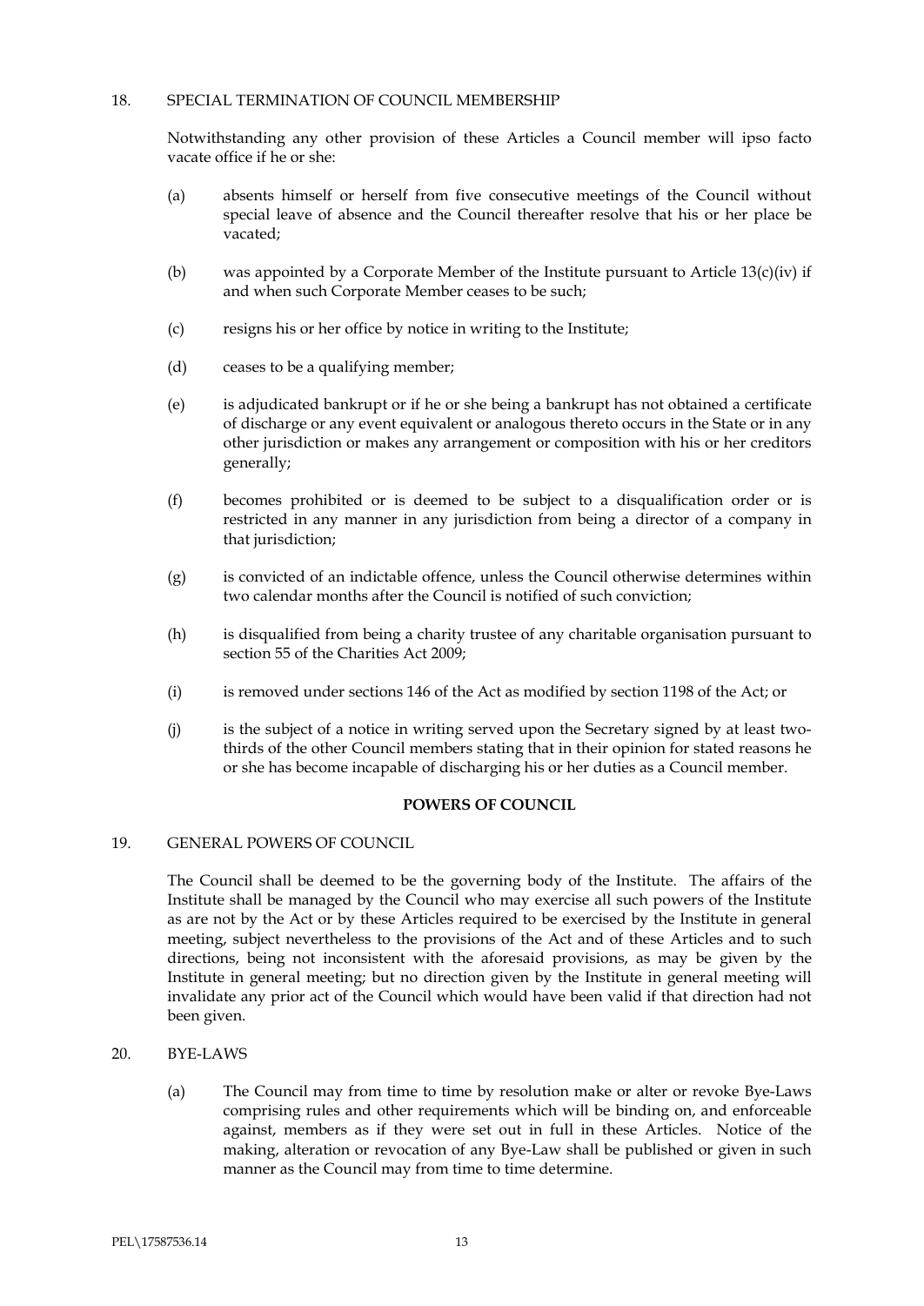18. SPECIAL TERMINATION OF COUNCIL MEMBERSHIP

Notwithstanding any other provision of these Articles a Council member will ipso facto vacate office if he or she:

(a) absents himself or herself from five consecutive meetings of the Council without special leave of absence and the Council thereafter resolve that his or her place be vacated;

(b) was appointed by a Corporate Member of the Institute pursuant to Article 13(c)(iv) if and when such Corporate Member ceases to be such;

(c) resigns his or her office by notice in writing to the Institute;

(d) ceases to be a qualifying member;

(e) is adjudicated bankrupt or if he or she being a bankrupt has not obtained a certificate of discharge or any event equivalent or analogous thereto occurs in the State or in any other jurisdiction or makes any arrangement or composition with his or her creditors generally;

(f) becomes prohibited or is deemed to be subject to a disqualification order or is restricted in any manner in any jurisdiction from being a director of a company in that jurisdiction;

(g) is convicted of an indictable offence, unless the Council otherwise determines within two calendar months after the Council is notified of such conviction;

(h) is disqualified from being a charity trustee of any charitable organisation pursuant to section 55 of the Charities Act 2009;

(i) is removed under sections 146 of the Act as modified by section 1198 of the Act; or

(j) is the subject of a notice in writing served upon the Secretary signed by at least two-thirds of the other Council members stating that in their opinion for stated reasons he or she has become incapable of discharging his or her duties as a Council member.

## POWERS OF COUNCIL

19. GENERAL POWERS OF COUNCIL

The Council shall be deemed to be the governing body of the Institute. The affairs of the Institute shall be managed by the Council who may exercise all such powers of the Institute as are not by the Act or by these Articles required to be exercised by the Institute in general meeting, subject nevertheless to the provisions of the Act and of these Articles and to such directions, being not inconsistent with the aforesaid provisions, as may be given by the Institute in general meeting; but no direction given by the Institute in general meeting will invalidate any prior act of the Council which would have been valid if that direction had not been given.

20. BYE-LAWS

(a) The Council may from time to time by resolution make or alter or revoke Bye-Laws comprising rules and other requirements which will be binding on, and enforceable against, members as if they were set out in full in these Articles. Notice of the making, alteration or revocation of any Bye-Law shall be published or given in such manner as the Council may from time to time determine.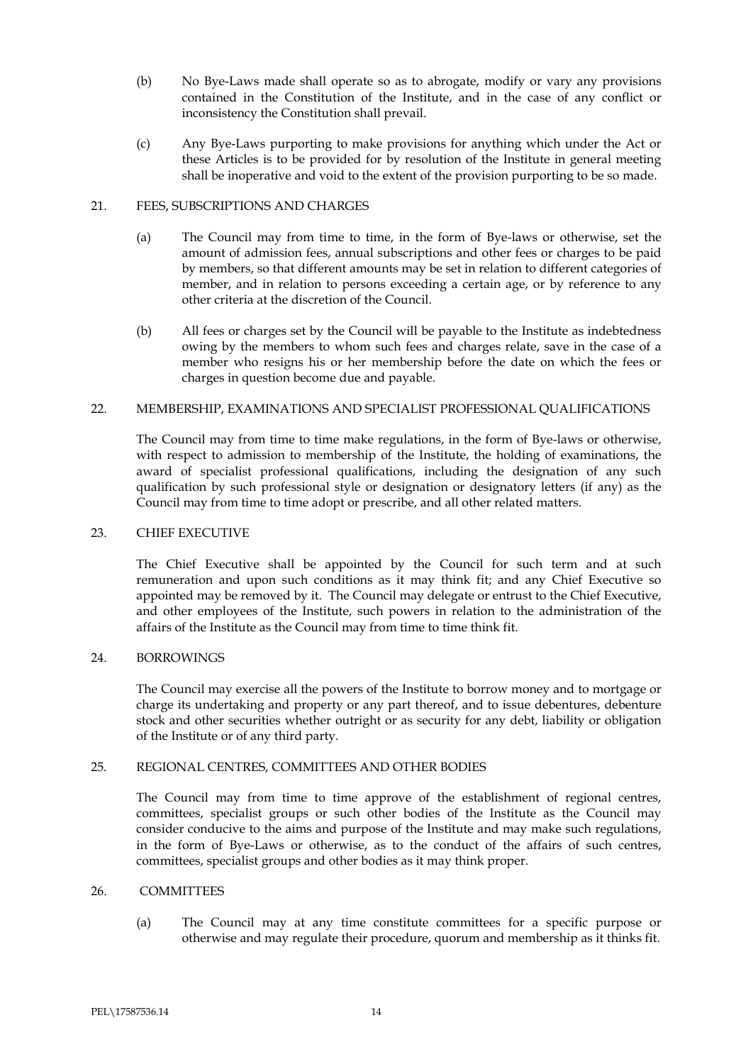(b) No Bye-Laws made shall operate so as to abrogate, modify or vary any provisions contained in the Constitution of the Institute, and in the case of any conflict or inconsistency the Constitution shall prevail.

(c) Any Bye-Laws purporting to make provisions for anything which under the Act or these Articles is to be provided for by resolution of the Institute in general meeting shall be inoperative and void to the extent of the provision purporting to be so made.

## 21. FEES, SUBSCRIPTIONS AND CHARGES

(a) The Council may from time to time, in the form of Bye-laws or otherwise, set the amount of admission fees, annual subscriptions and other fees or charges to be paid by members, so that different amounts may be set in relation to different categories of member, and in relation to persons exceeding a certain age, or by reference to any other criteria at the discretion of the Council.

(b) All fees or charges set by the Council will be payable to the Institute as indebtedness owing by the members to whom such fees and charges relate, save in the case of a member who resigns his or her membership before the date on which the fees or charges in question become due and payable.

## 22. MEMBERSHIP, EXAMINATIONS AND SPECIALIST PROFESSIONAL QUALIFICATIONS

The Council may from time to time make regulations, in the form of Bye-laws or otherwise, with respect to admission to membership of the Institute, the holding of examinations, the award of specialist professional qualifications, including the designation of any such qualification by such professional style or designation or designatory letters (if any) as the Council may from time to time adopt or prescribe, and all other related matters.

## 23. CHIEF EXECUTIVE

The Chief Executive shall be appointed by the Council for such term and at such remuneration and upon such conditions as it may think fit; and any Chief Executive so appointed may be removed by it. The Council may delegate or entrust to the Chief Executive, and other employees of the Institute, such powers in relation to the administration of the affairs of the Institute as the Council may from time to time think fit.

## 24. BORROWINGS

The Council may exercise all the powers of the Institute to borrow money and to mortgage or charge its undertaking and property or any part thereof, and to issue debentures, debenture stock and other securities whether outright or as security for any debt, liability or obligation of the Institute or of any third party.

## 25. REGIONAL CENTRES, COMMITTEES AND OTHER BODIES

The Council may from time to time approve of the establishment of regional centres, committees, specialist groups or such other bodies of the Institute as the Council may consider conducive to the aims and purpose of the Institute and may make such regulations, in the form of Bye-Laws or otherwise, as to the conduct of the affairs of such centres, committees, specialist groups and other bodies as it may think proper.

## 26. COMMITTEES

(a) The Council may at any time constitute committees for a specific purpose or otherwise and may regulate their procedure, quorum and membership as it thinks fit.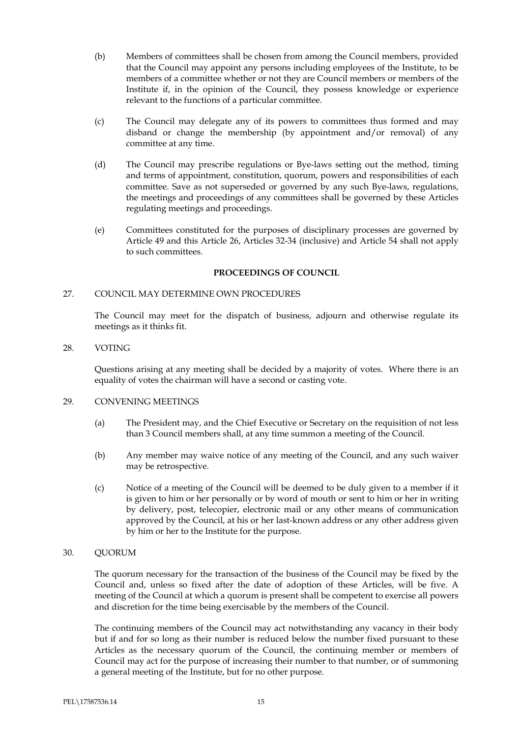(b) Members of committees shall be chosen from among the Council members, provided that the Council may appoint any persons including employees of the Institute, to be members of a committee whether or not they are Council members or members of the Institute if, in the opinion of the Council, they possess knowledge or experience relevant to the functions of a particular committee.

(c) The Council may delegate any of its powers to committees thus formed and may disband or change the membership (by appointment and/or removal) of any committee at any time.

(d) The Council may prescribe regulations or Bye-laws setting out the method, timing and terms of appointment, constitution, quorum, powers and responsibilities of each committee. Save as not superseded or governed by any such Bye-laws, regulations, the meetings and proceedings of any committees shall be governed by these Articles regulating meetings and proceedings.

(e) Committees constituted for the purposes of disciplinary processes are governed by Article 49 and this Article 26, Articles 32-34 (inclusive) and Article 54 shall not apply to such committees.

## PROCEEDINGS OF COUNCIL

27. COUNCIL MAY DETERMINE OWN PROCEDURES

The Council may meet for the dispatch of business, adjourn and otherwise regulate its meetings as it thinks fit.

28. VOTING

Questions arising at any meeting shall be decided by a majority of votes. Where there is an equality of votes the chairman will have a second or casting vote.

29. CONVENING MEETINGS

(a) The President may, and the Chief Executive or Secretary on the requisition of not less than 3 Council members shall, at any time summon a meeting of the Council.

(b) Any member may waive notice of any meeting of the Council, and any such waiver may be retrospective.

(c) Notice of a meeting of the Council will be deemed to be duly given to a member if it is given to him or her personally or by word of mouth or sent to him or her in writing by delivery, post, telecopier, electronic mail or any other means of communication approved by the Council, at his or her last-known address or any other address given by him or her to the Institute for the purpose.

30. QUORUM

The quorum necessary for the transaction of the business of the Council may be fixed by the Council and, unless so fixed after the date of adoption of these Articles, will be five. A meeting of the Council at which a quorum is present shall be competent to exercise all powers and discretion for the time being exercisable by the members of the Council.

The continuing members of the Council may act notwithstanding any vacancy in their body but if and for so long as their number is reduced below the number fixed pursuant to these Articles as the necessary quorum of the Council, the continuing member or members of Council may act for the purpose of increasing their number to that number, or of summoning a general meeting of the Institute, but for no other purpose.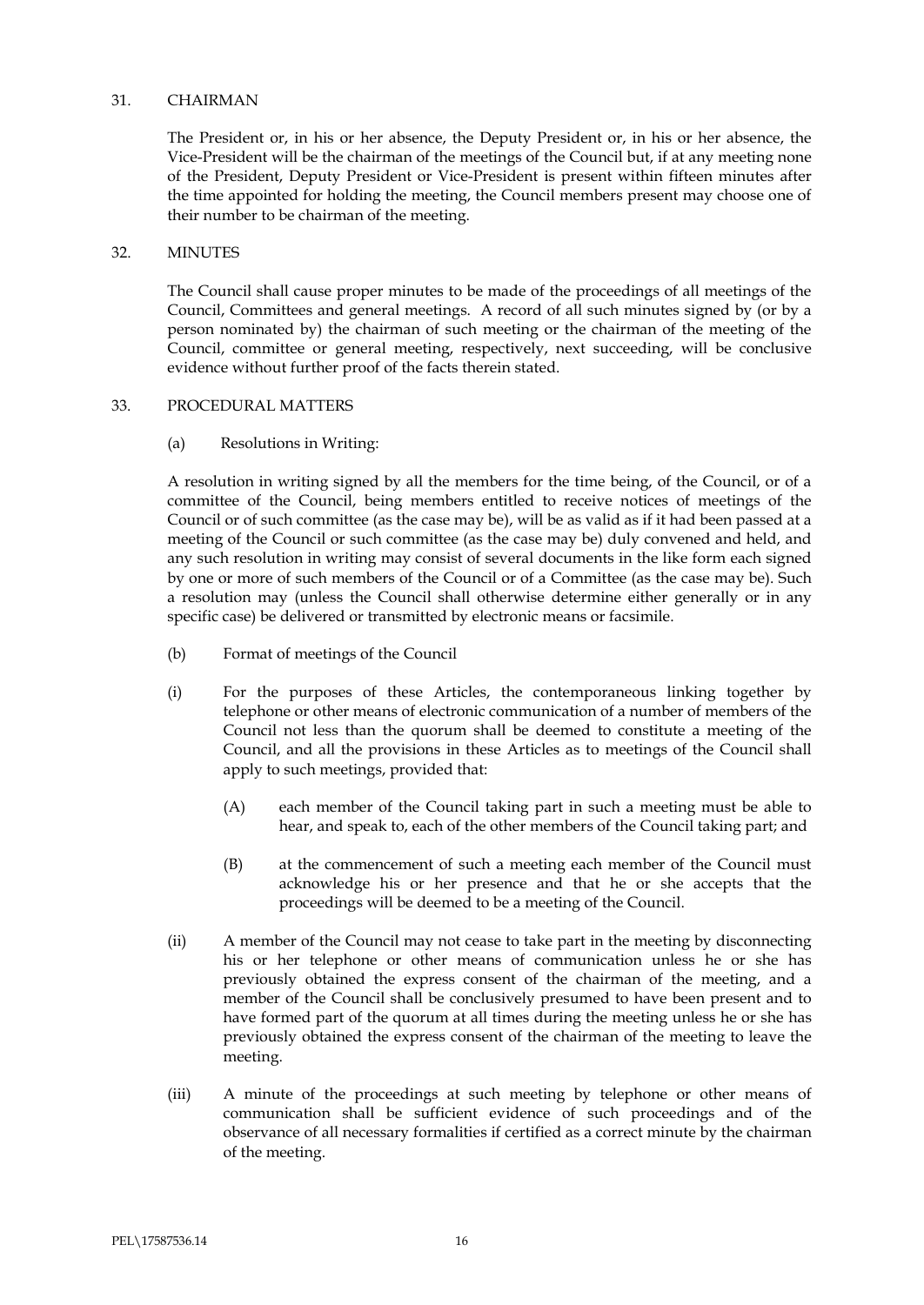## 31. CHAIRMAN

The President or, in his or her absence, the Deputy President or, in his or her absence, the Vice-President will be the chairman of the meetings of the Council but, if at any meeting none of the President, Deputy President or Vice-President is present within fifteen minutes after the time appointed for holding the meeting, the Council members present may choose one of their number to be chairman of the meeting.

## 32. MINUTES

The Council shall cause proper minutes to be made of the proceedings of all meetings of the Council, Committees and general meetings. A record of all such minutes signed by (or by a person nominated by) the chairman of such meeting or the chairman of the meeting of the Council, committee or general meeting, respectively, next succeeding, will be conclusive evidence without further proof of the facts therein stated.

## 33. PROCEDURAL MATTERS

(a) Resolutions in Writing:

A resolution in writing signed by all the members for the time being, of the Council, or of a committee of the Council, being members entitled to receive notices of meetings of the Council or of such committee (as the case may be), will be as valid as if it had been passed at a meeting of the Council or such committee (as the case may be) duly convened and held, and any such resolution in writing may consist of several documents in the like form each signed by one or more of such members of the Council or of a Committee (as the case may be). Such a resolution may (unless the Council shall otherwise determine either generally or in any specific case) be delivered or transmitted by electronic means or facsimile.

(b) Format of meetings of the Council

(i) For the purposes of these Articles, the contemporaneous linking together by telephone or other means of electronic communication of a number of members of the Council not less than the quorum shall be deemed to constitute a meeting of the Council, and all the provisions in these Articles as to meetings of the Council shall apply to such meetings, provided that:

(A) each member of the Council taking part in such a meeting must be able to hear, and speak to, each of the other members of the Council taking part; and

(B) at the commencement of such a meeting each member of the Council must acknowledge his or her presence and that he or she accepts that the proceedings will be deemed to be a meeting of the Council.

(ii) A member of the Council may not cease to take part in the meeting by disconnecting his or her telephone or other means of communication unless he or she has previously obtained the express consent of the chairman of the meeting, and a member of the Council shall be conclusively presumed to have been present and to have formed part of the quorum at all times during the meeting unless he or she has previously obtained the express consent of the chairman of the meeting to leave the meeting.

(iii) A minute of the proceedings at such meeting by telephone or other means of communication shall be sufficient evidence of such proceedings and of the observance of all necessary formalities if certified as a correct minute by the chairman of the meeting.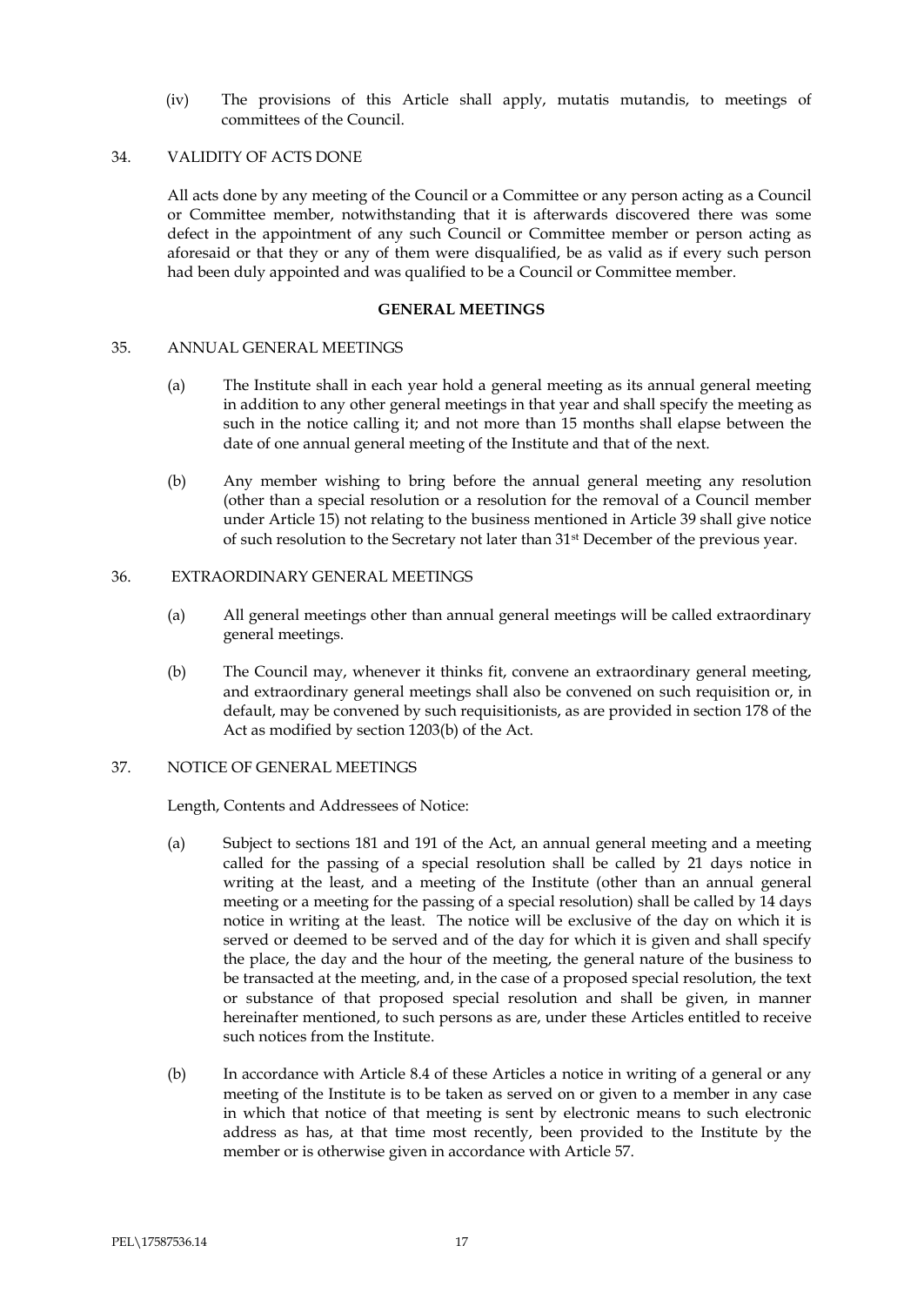(iv) The provisions of this Article shall apply, mutatis mutandis, to meetings of committees of the Council.

34. VALIDITY OF ACTS DONE

All acts done by any meeting of the Council or a Committee or any person acting as a Council or Committee member, notwithstanding that it is afterwards discovered there was some defect in the appointment of any such Council or Committee member or person acting as aforesaid or that they or any of them were disqualified, be as valid as if every such person had been duly appointed and was qualified to be a Council or Committee member.

**GENERAL MEETINGS**

35. ANNUAL GENERAL MEETINGS

(a) The Institute shall in each year hold a general meeting as its annual general meeting in addition to any other general meetings in that year and shall specify the meeting as such in the notice calling it; and not more than 15 months shall elapse between the date of one annual general meeting of the Institute and that of the next.

(b) Any member wishing to bring before the annual general meeting any resolution (other than a special resolution or a resolution for the removal of a Council member under Article 15) not relating to the business mentioned in Article 39 shall give notice of such resolution to the Secretary not later than 31st December of the previous year.

36. EXTRAORDINARY GENERAL MEETINGS

(a) All general meetings other than annual general meetings will be called extraordinary general meetings.

(b) The Council may, whenever it thinks fit, convene an extraordinary general meeting, and extraordinary general meetings shall also be convened on such requisition or, in default, may be convened by such requisitionists, as are provided in section 178 of the Act as modified by section 1203(b) of the Act.

37. NOTICE OF GENERAL MEETINGS

Length, Contents and Addressees of Notice:

(a) Subject to sections 181 and 191 of the Act, an annual general meeting and a meeting called for the passing of a special resolution shall be called by 21 days notice in writing at the least, and a meeting of the Institute (other than an annual general meeting or a meeting for the passing of a special resolution) shall be called by 14 days notice in writing at the least. The notice will be exclusive of the day on which it is served or deemed to be served and of the day for which it is given and shall specify the place, the day and the hour of the meeting, the general nature of the business to be transacted at the meeting, and, in the case of a proposed special resolution, the text or substance of that proposed special resolution and shall be given, in manner hereinafter mentioned, to such persons as are, under these Articles entitled to receive such notices from the Institute.

(b) In accordance with Article 8.4 of these Articles a notice in writing of a general or any meeting of the Institute is to be taken as served on or given to a member in any case in which that notice of that meeting is sent by electronic means to such electronic address as has, at that time most recently, been provided to the Institute by the member or is otherwise given in accordance with Article 57.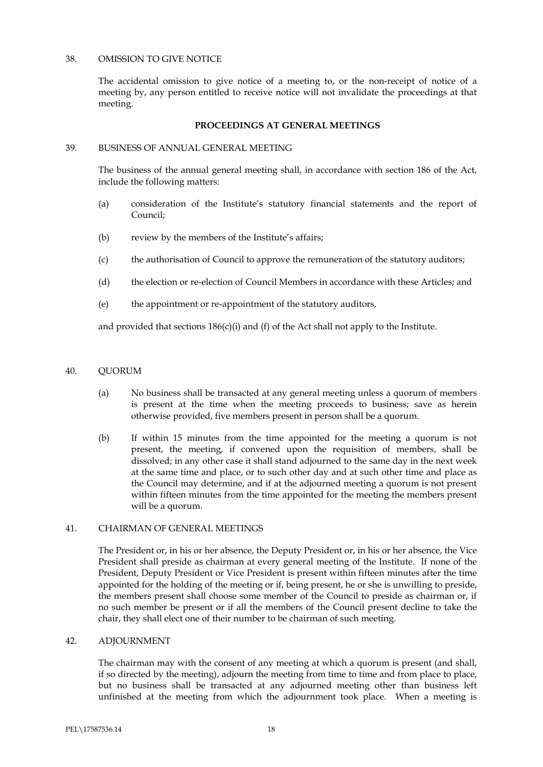38. OMISSION TO GIVE NOTICE

The accidental omission to give notice of a meeting to, or the non-receipt of notice of a meeting by, any person entitled to receive notice will not invalidate the proceedings at that meeting.

**PROCEEDINGS AT GENERAL MEETINGS**

39. BUSINESS OF ANNUAL GENERAL MEETING

The business of the annual general meeting shall, in accordance with section 186 of the Act, include the following matters:

(a) consideration of the Institute's statutory financial statements and the report of Council;

(b) review by the members of the Institute's affairs;

(c) the authorisation of Council to approve the remuneration of the statutory auditors;

(d) the election or re-election of Council Members in accordance with these Articles; and

(e) the appointment or re-appointment of the statutory auditors,

and provided that sections 186(c)(i) and (f) of the Act shall not apply to the Institute.

40. QUORUM

(a) No business shall be transacted at any general meeting unless a quorum of members is present at the time when the meeting proceeds to business; save as herein otherwise provided, five members present in person shall be a quorum.

(b) If within 15 minutes from the time appointed for the meeting a quorum is not present, the meeting, if convened upon the requisition of members, shall be dissolved; in any other case it shall stand adjourned to the same day in the next week at the same time and place, or to such other day and at such other time and place as the Council may determine, and if at the adjourned meeting a quorum is not present within fifteen minutes from the time appointed for the meeting the members present will be a quorum.

41. CHAIRMAN OF GENERAL MEETINGS

The President or, in his or her absence, the Deputy President or, in his or her absence, the Vice President shall preside as chairman at every general meeting of the Institute. If none of the President, Deputy President or Vice President is present within fifteen minutes after the time appointed for the holding of the meeting or if, being present, he or she is unwilling to preside, the members present shall choose some member of the Council to preside as chairman or, if no such member be present or if all the members of the Council present decline to take the chair, they shall elect one of their number to be chairman of such meeting.

42. ADJOURNMENT

The chairman may with the consent of any meeting at which a quorum is present (and shall, if so directed by the meeting), adjourn the meeting from time to time and from place to place, but no business shall be transacted at any adjourned meeting other than business left unfinished at the meeting from which the adjournment took place. When a meeting is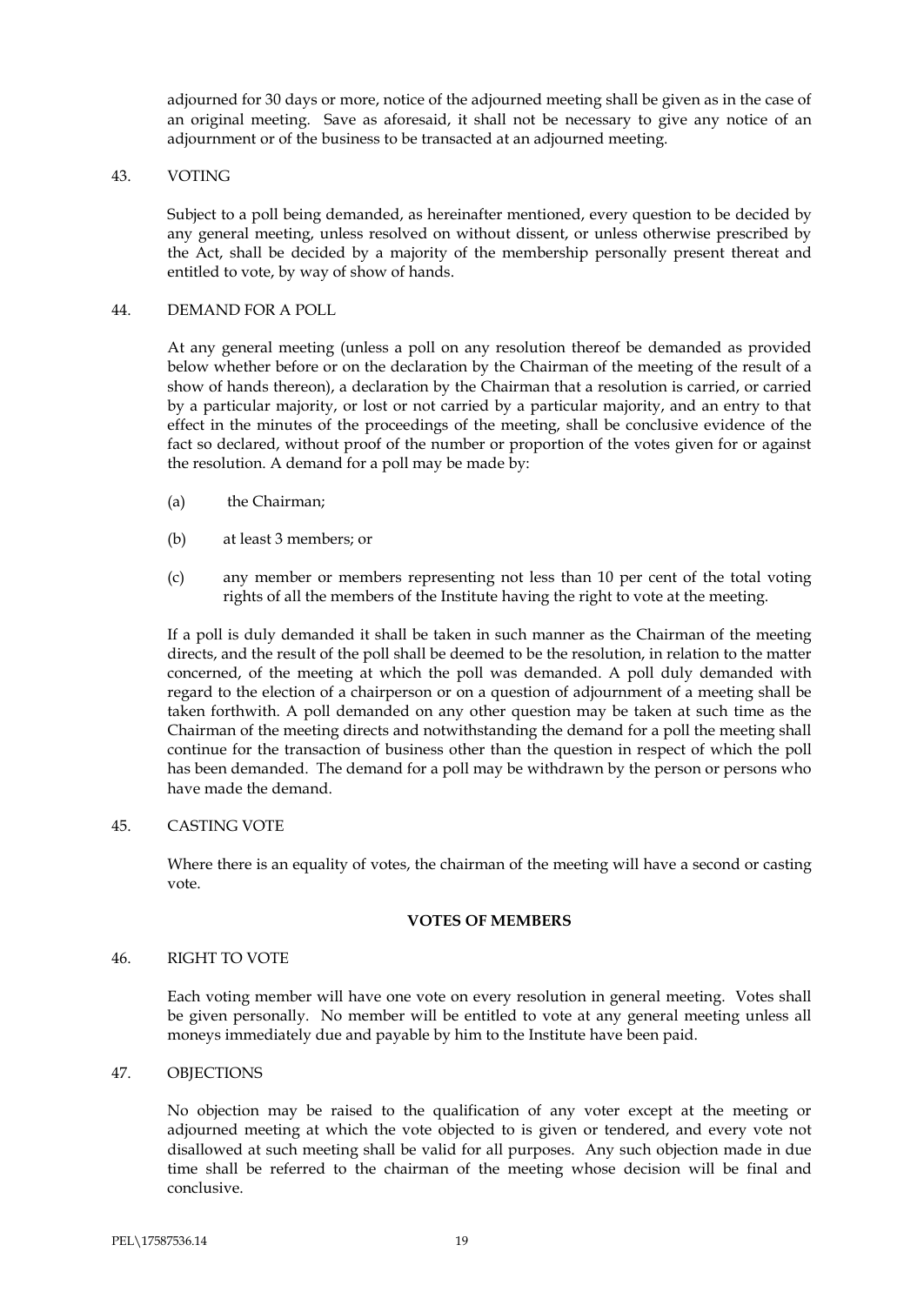adjourned for 30 days or more, notice of the adjourned meeting shall be given as in the case of an original meeting. Save as aforesaid, it shall not be necessary to give any notice of an adjournment or of the business to be transacted at an adjourned meeting.

43. VOTING

Subject to a poll being demanded, as hereinafter mentioned, every question to be decided by any general meeting, unless resolved on without dissent, or unless otherwise prescribed by the Act, shall be decided by a majority of the membership personally present thereat and entitled to vote, by way of show of hands.

44. DEMAND FOR A POLL

At any general meeting (unless a poll on any resolution thereof be demanded as provided below whether before or on the declaration by the Chairman of the meeting of the result of a show of hands thereon), a declaration by the Chairman that a resolution is carried, or carried by a particular majority, or lost or not carried by a particular majority, and an entry to that effect in the minutes of the proceedings of the meeting, shall be conclusive evidence of the fact so declared, without proof of the number or proportion of the votes given for or against the resolution. A demand for a poll may be made by:

(a) the Chairman;

(b) at least 3 members; or

(c) any member or members representing not less than 10 per cent of the total voting rights of all the members of the Institute having the right to vote at the meeting.

If a poll is duly demanded it shall be taken in such manner as the Chairman of the meeting directs, and the result of the poll shall be deemed to be the resolution, in relation to the matter concerned, of the meeting at which the poll was demanded. A poll duly demanded with regard to the election of a chairperson or on a question of adjournment of a meeting shall be taken forthwith. A poll demanded on any other question may be taken at such time as the Chairman of the meeting directs and notwithstanding the demand for a poll the meeting shall continue for the transaction of business other than the question in respect of which the poll has been demanded. The demand for a poll may be withdrawn by the person or persons who have made the demand.

45. CASTING VOTE

Where there is an equality of votes, the chairman of the meeting will have a second or casting vote.

**VOTES OF MEMBERS**

46. RIGHT TO VOTE

Each voting member will have one vote on every resolution in general meeting. Votes shall be given personally. No member will be entitled to vote at any general meeting unless all moneys immediately due and payable by him to the Institute have been paid.

47. OBJECTIONS

No objection may be raised to the qualification of any voter except at the meeting or adjourned meeting at which the vote objected to is given or tendered, and every vote not disallowed at such meeting shall be valid for all purposes. Any such objection made in due time shall be referred to the chairman of the meeting whose decision will be final and conclusive.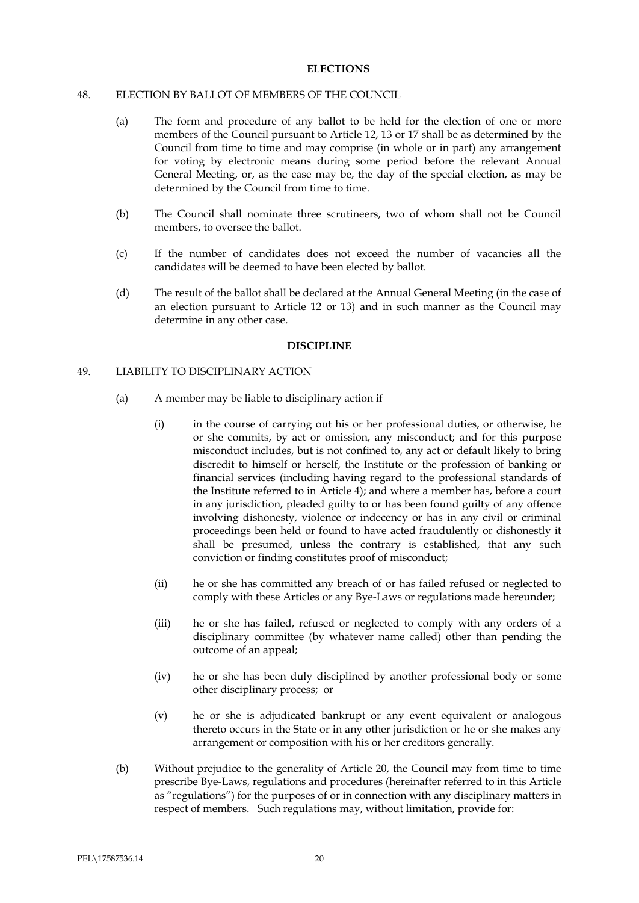**ELECTIONS**

48. ELECTION BY BALLOT OF MEMBERS OF THE COUNCIL

(a) The form and procedure of any ballot to be held for the election of one or more members of the Council pursuant to Article 12, 13 or 17 shall be as determined by the Council from time to time and may comprise (in whole or in part) any arrangement for voting by electronic means during some period before the relevant Annual General Meeting, or, as the case may be, the day of the special election, as may be determined by the Council from time to time.

(b) The Council shall nominate three scrutineers, two of whom shall not be Council members, to oversee the ballot.

(c) If the number of candidates does not exceed the number of vacancies all the candidates will be deemed to have been elected by ballot.

(d) The result of the ballot shall be declared at the Annual General Meeting (in the case of an election pursuant to Article 12 or 13) and in such manner as the Council may determine in any other case.

**DISCIPLINE**

49. LIABILITY TO DISCIPLINARY ACTION

(a) A member may be liable to disciplinary action if

(i) in the course of carrying out his or her professional duties, or otherwise, he or she commits, by act or omission, any misconduct; and for this purpose misconduct includes, but is not confined to, any act or default likely to bring discredit to himself or herself, the Institute or the profession of banking or financial services (including having regard to the professional standards of the Institute referred to in Article 4); and where a member has, before a court in any jurisdiction, pleaded guilty to or has been found guilty of any offence involving dishonesty, violence or indecency or has in any civil or criminal proceedings been held or found to have acted fraudulently or dishonestly it shall be presumed, unless the contrary is established, that any such conviction or finding constitutes proof of misconduct;

(ii) he or she has committed any breach of or has failed refused or neglected to comply with these Articles or any Bye-Laws or regulations made hereunder;

(iii) he or she has failed, refused or neglected to comply with any orders of a disciplinary committee (by whatever name called) other than pending the outcome of an appeal;

(iv) he or she has been duly disciplined by another professional body or some other disciplinary process; or

(v) he or she is adjudicated bankrupt or any event equivalent or analogous thereto occurs in the State or in any other jurisdiction or he or she makes any arrangement or composition with his or her creditors generally.

(b) Without prejudice to the generality of Article 20, the Council may from time to time prescribe Bye-Laws, regulations and procedures (hereinafter referred to in this Article as "regulations") for the purposes of or in connection with any disciplinary matters in respect of members. Such regulations may, without limitation, provide for: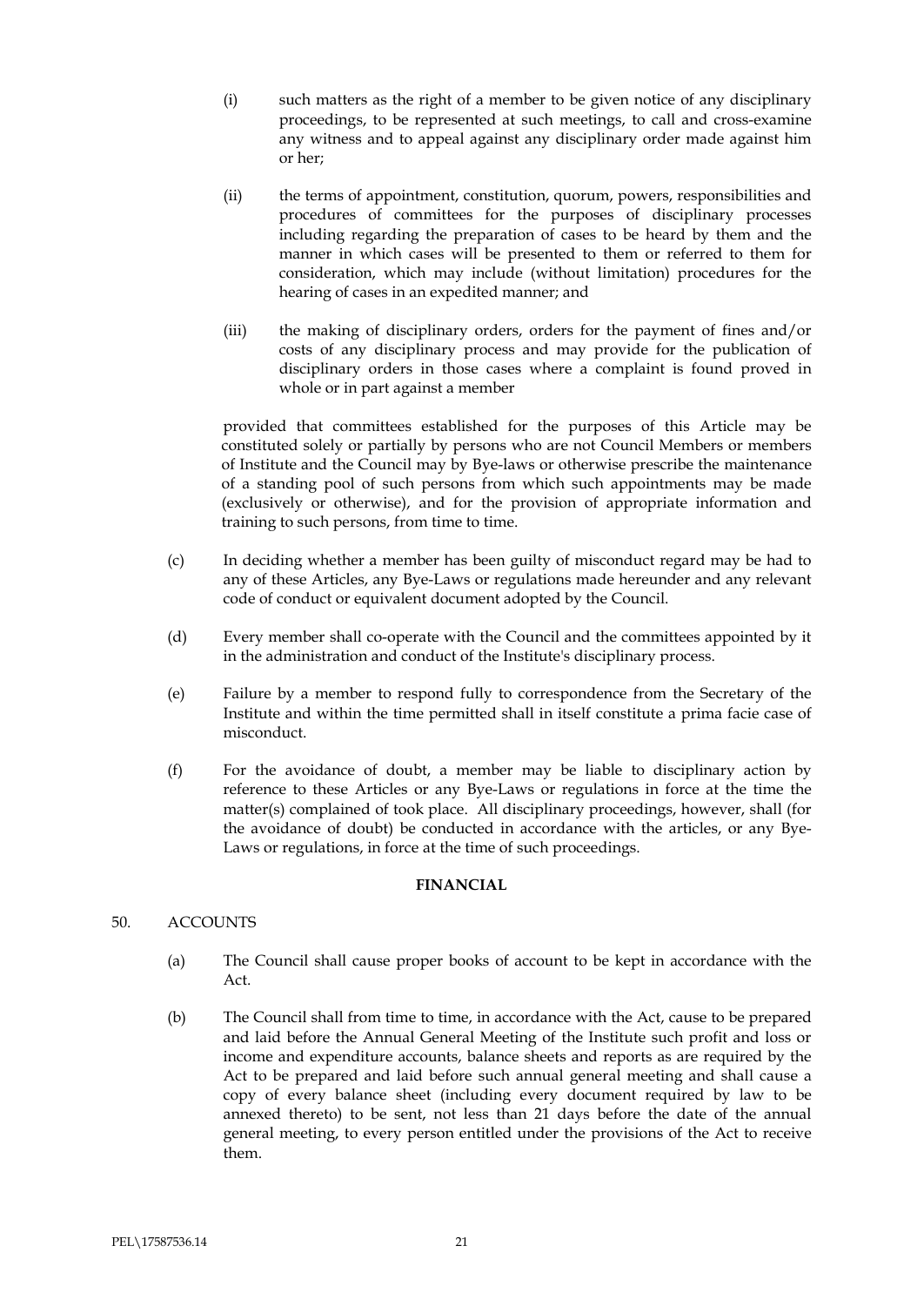(i) such matters as the right of a member to be given notice of any disciplinary proceedings, to be represented at such meetings, to call and cross-examine any witness and to appeal against any disciplinary order made against him or her;

(ii) the terms of appointment, constitution, quorum, powers, responsibilities and procedures of committees for the purposes of disciplinary processes including regarding the preparation of cases to be heard by them and the manner in which cases will be presented to them or referred to them for consideration, which may include (without limitation) procedures for the hearing of cases in an expedited manner; and

(iii) the making of disciplinary orders, orders for the payment of fines and/or costs of any disciplinary process and may provide for the publication of disciplinary orders in those cases where a complaint is found proved in whole or in part against a member

provided that committees established for the purposes of this Article may be constituted solely or partially by persons who are not Council Members or members of Institute and the Council may by Bye-laws or otherwise prescribe the maintenance of a standing pool of such persons from which such appointments may be made (exclusively or otherwise), and for the provision of appropriate information and training to such persons, from time to time.

(c) In deciding whether a member has been guilty of misconduct regard may be had to any of these Articles, any Bye-Laws or regulations made hereunder and any relevant code of conduct or equivalent document adopted by the Council.

(d) Every member shall co-operate with the Council and the committees appointed by it in the administration and conduct of the Institute's disciplinary process.

(e) Failure by a member to respond fully to correspondence from the Secretary of the Institute and within the time permitted shall in itself constitute a prima facie case of misconduct.

(f) For the avoidance of doubt, a member may be liable to disciplinary action by reference to these Articles or any Bye-Laws or regulations in force at the time the matter(s) complained of took place. All disciplinary proceedings, however, shall (for the avoidance of doubt) be conducted in accordance with the articles, or any Bye-Laws or regulations, in force at the time of such proceedings.

## FINANCIAL

50. ACCOUNTS

(a) The Council shall cause proper books of account to be kept in accordance with the Act.

(b) The Council shall from time to time, in accordance with the Act, cause to be prepared and laid before the Annual General Meeting of the Institute such profit and loss or income and expenditure accounts, balance sheets and reports as are required by the Act to be prepared and laid before such annual general meeting and shall cause a copy of every balance sheet (including every document required by law to be annexed thereto) to be sent, not less than 21 days before the date of the annual general meeting, to every person entitled under the provisions of the Act to receive them.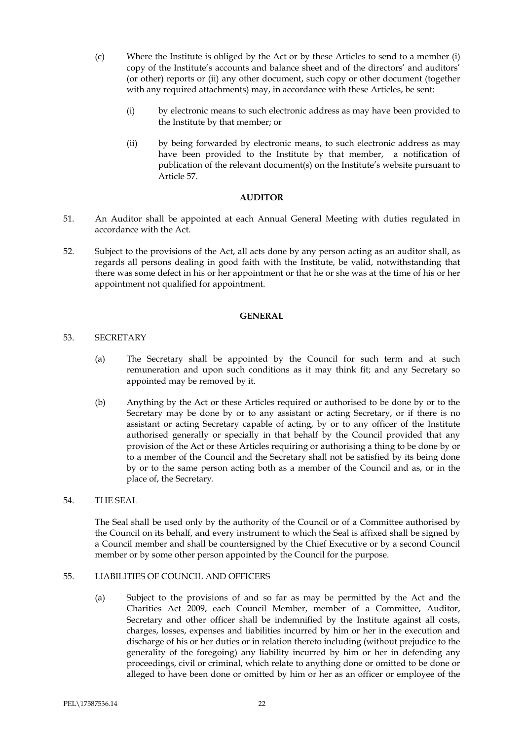(c) Where the Institute is obliged by the Act or by these Articles to send to a member (i) copy of the Institute's accounts and balance sheet and of the directors' and auditors' (or other) reports or (ii) any other document, such copy or other document (together with any required attachments) may, in accordance with these Articles, be sent:

(i) by electronic means to such electronic address as may have been provided to the Institute by that member; or

(ii) by being forwarded by electronic means, to such electronic address as may have been provided to the Institute by that member, a notification of publication of the relevant document(s) on the Institute's website pursuant to Article 57.

**AUDITOR**

51. An Auditor shall be appointed at each Annual General Meeting with duties regulated in accordance with the Act.

52. Subject to the provisions of the Act, all acts done by any person acting as an auditor shall, as regards all persons dealing in good faith with the Institute, be valid, notwithstanding that there was some defect in his or her appointment or that he or she was at the time of his or her appointment not qualified for appointment.

**GENERAL**

53. SECRETARY

(a) The Secretary shall be appointed by the Council for such term and at such remuneration and upon such conditions as it may think fit; and any Secretary so appointed may be removed by it.

(b) Anything by the Act or these Articles required or authorised to be done by or to the Secretary may be done by or to any assistant or acting Secretary, or if there is no assistant or acting Secretary capable of acting, by or to any officer of the Institute authorised generally or specially in that behalf by the Council provided that any provision of the Act or these Articles requiring or authorising a thing to be done by or to a member of the Council and the Secretary shall not be satisfied by its being done by or to the same person acting both as a member of the Council and as, or in the place of, the Secretary.

54. THE SEAL

The Seal shall be used only by the authority of the Council or of a Committee authorised by the Council on its behalf, and every instrument to which the Seal is affixed shall be signed by a Council member and shall be countersigned by the Chief Executive or by a second Council member or by some other person appointed by the Council for the purpose.

55. LIABILITIES OF COUNCIL AND OFFICERS

(a) Subject to the provisions of and so far as may be permitted by the Act and the Charities Act 2009, each Council Member, member of a Committee, Auditor, Secretary and other officer shall be indemnified by the Institute against all costs, charges, losses, expenses and liabilities incurred by him or her in the execution and discharge of his or her duties or in relation thereto including (without prejudice to the generality of the foregoing) any liability incurred by him or her in defending any proceedings, civil or criminal, which relate to anything done or omitted to be done or alleged to have been done or omitted by him or her as an officer or employee of the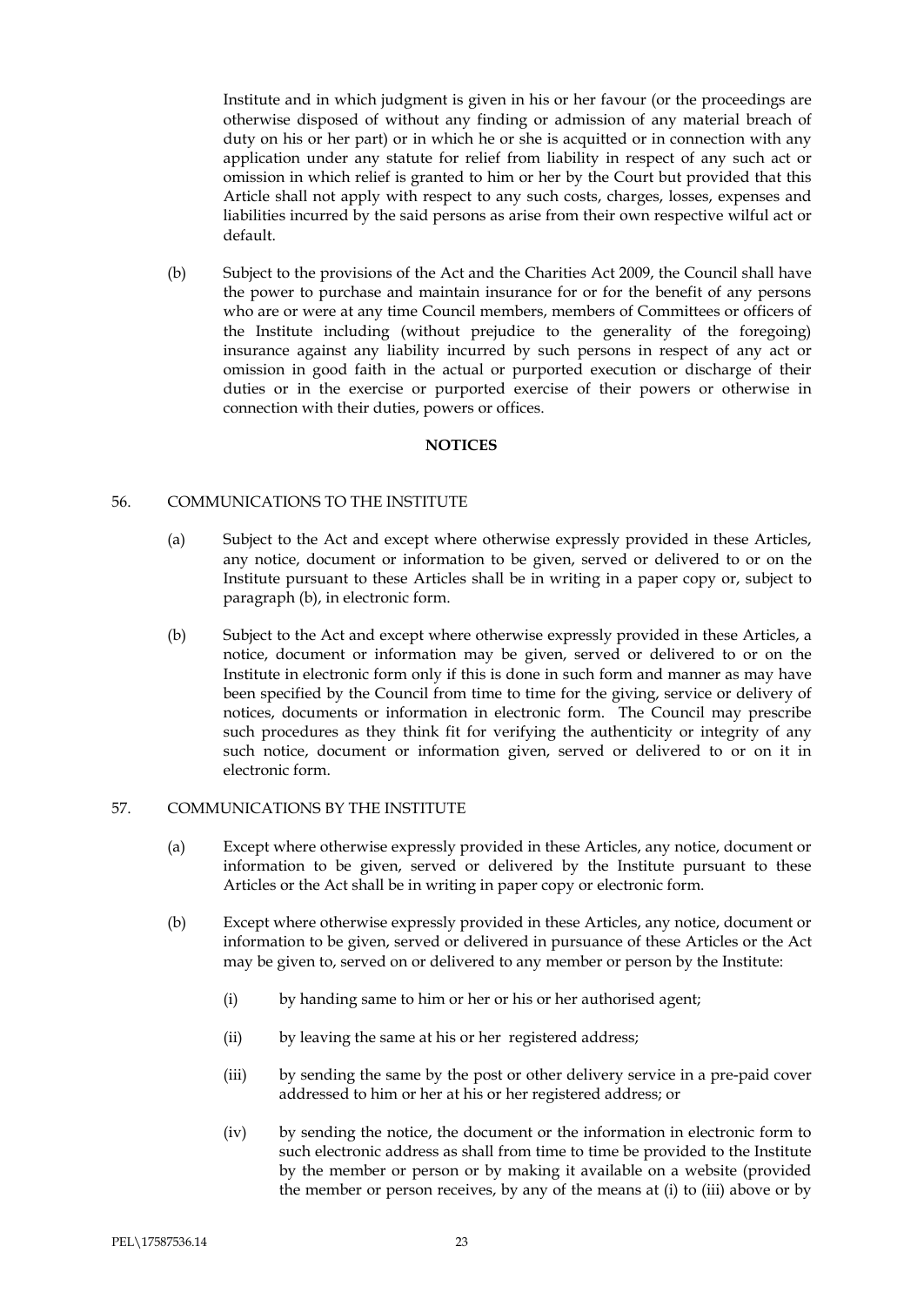Institute and in which judgment is given in his or her favour (or the proceedings are otherwise disposed of without any finding or admission of any material breach of duty on his or her part) or in which he or she is acquitted or in connection with any application under any statute for relief from liability in respect of any such act or omission in which relief is granted to him or her by the Court but provided that this Article shall not apply with respect to any such costs, charges, losses, expenses and liabilities incurred by the said persons as arise from their own respective wilful act or default.

(b) Subject to the provisions of the Act and the Charities Act 2009, the Council shall have the power to purchase and maintain insurance for or for the benefit of any persons who are or were at any time Council members, members of Committees or officers of the Institute including (without prejudice to the generality of the foregoing) insurance against any liability incurred by such persons in respect of any act or omission in good faith in the actual or purported execution or discharge of their duties or in the exercise or purported exercise of their powers or otherwise in connection with their duties, powers or offices.

**NOTICES**

56. COMMUNICATIONS TO THE INSTITUTE

(a) Subject to the Act and except where otherwise expressly provided in these Articles, any notice, document or information to be given, served or delivered to or on the Institute pursuant to these Articles shall be in writing in a paper copy or, subject to paragraph (b), in electronic form.

(b) Subject to the Act and except where otherwise expressly provided in these Articles, a notice, document or information may be given, served or delivered to or on the Institute in electronic form only if this is done in such form and manner as may have been specified by the Council from time to time for the giving, service or delivery of notices, documents or information in electronic form. The Council may prescribe such procedures as they think fit for verifying the authenticity or integrity of any such notice, document or information given, served or delivered to or on it in electronic form.

57. COMMUNICATIONS BY THE INSTITUTE

(a) Except where otherwise expressly provided in these Articles, any notice, document or information to be given, served or delivered by the Institute pursuant to these Articles or the Act shall be in writing in paper copy or electronic form.

(b) Except where otherwise expressly provided in these Articles, any notice, document or information to be given, served or delivered in pursuance of these Articles or the Act may be given to, served on or delivered to any member or person by the Institute:

(i) by handing same to him or her or his or her authorised agent;

(ii) by leaving the same at his or her registered address;

(iii) by sending the same by the post or other delivery service in a pre-paid cover addressed to him or her at his or her registered address; or

(iv) by sending the notice, the document or the information in electronic form to such electronic address as shall from time to time be provided to the Institute by the member or person or by making it available on a website (provided the member or person receives, by any of the means at (i) to (iii) above or by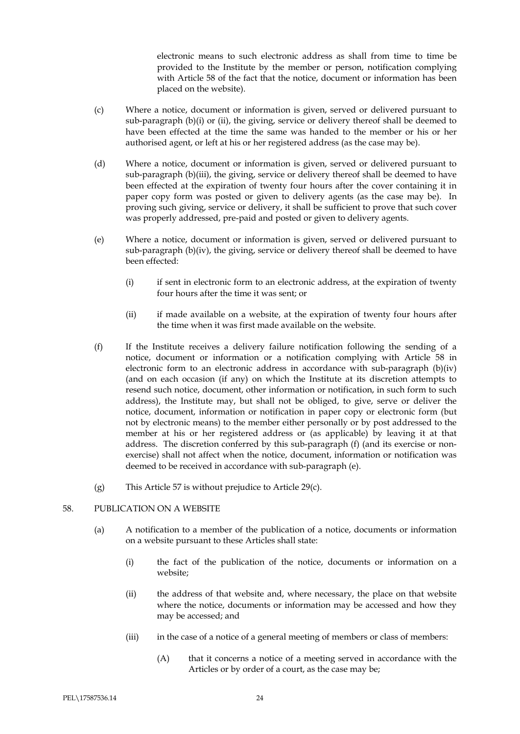electronic means to such electronic address as shall from time to time be provided to the Institute by the member or person, notification complying with Article 58 of the fact that the notice, document or information has been placed on the website).

(c) Where a notice, document or information is given, served or delivered pursuant to sub-paragraph (b)(i) or (ii), the giving, service or delivery thereof shall be deemed to have been effected at the time the same was handed to the member or his or her authorised agent, or left at his or her registered address (as the case may be).

(d) Where a notice, document or information is given, served or delivered pursuant to sub-paragraph (b)(iii), the giving, service or delivery thereof shall be deemed to have been effected at the expiration of twenty four hours after the cover containing it in paper copy form was posted or given to delivery agents (as the case may be). In proving such giving, service or delivery, it shall be sufficient to prove that such cover was properly addressed, pre-paid and posted or given to delivery agents.

(e) Where a notice, document or information is given, served or delivered pursuant to sub-paragraph (b)(iv), the giving, service or delivery thereof shall be deemed to have been effected:

  (i) if sent in electronic form to an electronic address, at the expiration of twenty four hours after the time it was sent; or

  (ii) if made available on a website, at the expiration of twenty four hours after the time when it was first made available on the website.

(f) If the Institute receives a delivery failure notification following the sending of a notice, document or information or a notification complying with Article 58 in electronic form to an electronic address in accordance with sub-paragraph (b)(iv) (and on each occasion (if any) on which the Institute at its discretion attempts to resend such notice, document, other information or notification, in such form to such address), the Institute may, but shall not be obliged, to give, serve or deliver the notice, document, information or notification in paper copy or electronic form (but not by electronic means) to the member either personally or by post addressed to the member at his or her registered address or (as applicable) by leaving it at that address. The discretion conferred by this sub-paragraph (f) (and its exercise or non-exercise) shall not affect when the notice, document, information or notification was deemed to be received in accordance with sub-paragraph (e).

(g) This Article 57 is without prejudice to Article 29(c).

58. PUBLICATION ON A WEBSITE

(a) A notification to a member of the publication of a notice, documents or information on a website pursuant to these Articles shall state:

  (i) the fact of the publication of the notice, documents or information on a website;

  (ii) the address of that website and, where necessary, the place on that website where the notice, documents or information may be accessed and how they may be accessed; and

  (iii) in the case of a notice of a general meeting of members or class of members:

    (A) that it concerns a notice of a meeting served in accordance with the Articles or by order of a court, as the case may be;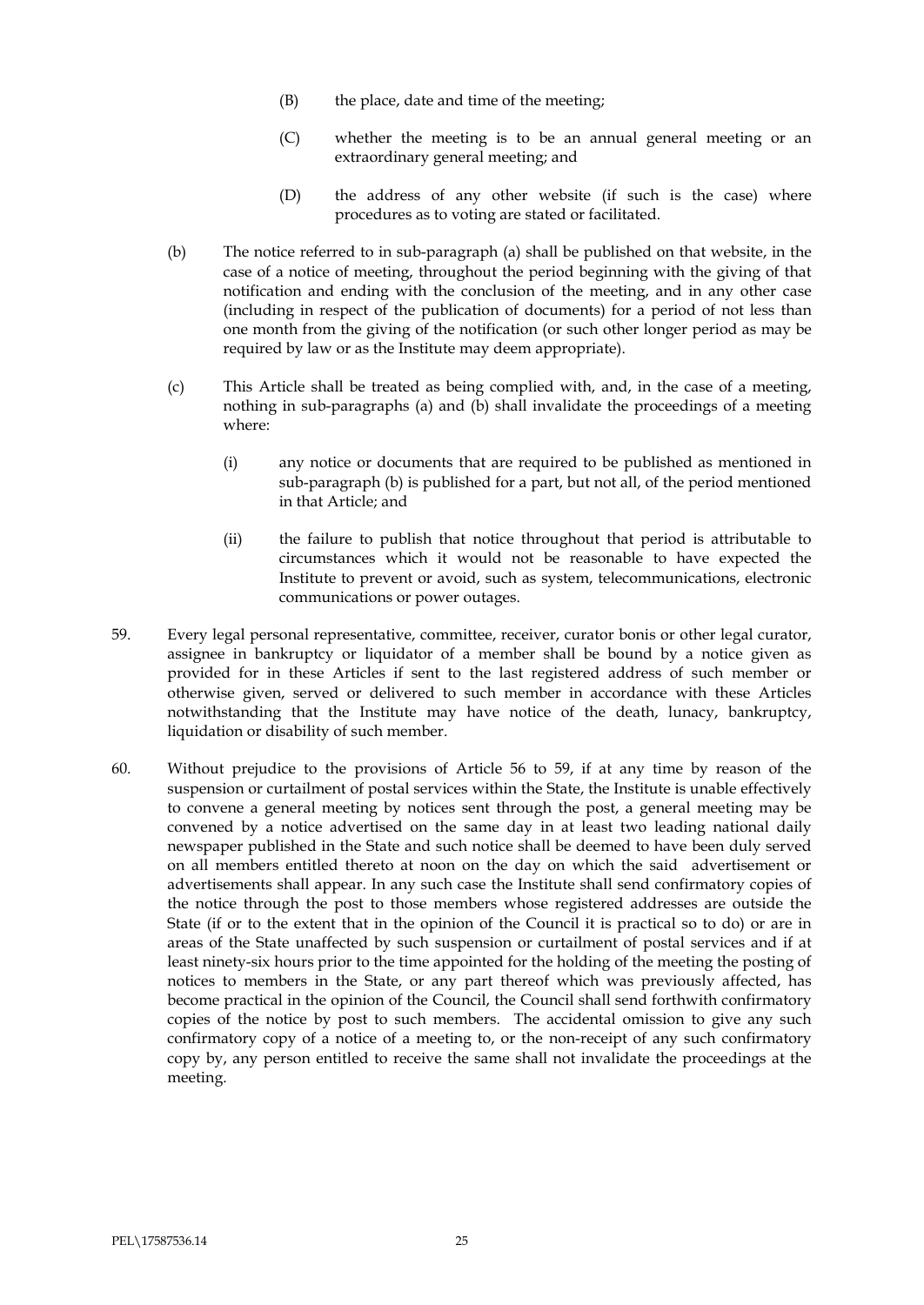(B) the place, date and time of the meeting;

(C) whether the meeting is to be an annual general meeting or an extraordinary general meeting; and

(D) the address of any other website (if such is the case) where procedures as to voting are stated or facilitated.

(b) The notice referred to in sub-paragraph (a) shall be published on that website, in the case of a notice of meeting, throughout the period beginning with the giving of that notification and ending with the conclusion of the meeting, and in any other case (including in respect of the publication of documents) for a period of not less than one month from the giving of the notification (or such other longer period as may be required by law or as the Institute may deem appropriate).

(c) This Article shall be treated as being complied with, and, in the case of a meeting, nothing in sub-paragraphs (a) and (b) shall invalidate the proceedings of a meeting where:

(i) any notice or documents that are required to be published as mentioned in sub-paragraph (b) is published for a part, but not all, of the period mentioned in that Article; and

(ii) the failure to publish that notice throughout that period is attributable to circumstances which it would not be reasonable to have expected the Institute to prevent or avoid, such as system, telecommunications, electronic communications or power outages.

59. Every legal personal representative, committee, receiver, curator bonis or other legal curator, assignee in bankruptcy or liquidator of a member shall be bound by a notice given as provided for in these Articles if sent to the last registered address of such member or otherwise given, served or delivered to such member in accordance with these Articles notwithstanding that the Institute may have notice of the death, lunacy, bankruptcy, liquidation or disability of such member.

60. Without prejudice to the provisions of Article 56 to 59, if at any time by reason of the suspension or curtailment of postal services within the State, the Institute is unable effectively to convene a general meeting by notices sent through the post, a general meeting may be convened by a notice advertised on the same day in at least two leading national daily newspaper published in the State and such notice shall be deemed to have been duly served on all members entitled thereto at noon on the day on which the said advertisement or advertisements shall appear. In any such case the Institute shall send confirmatory copies of the notice through the post to those members whose registered addresses are outside the State (if or to the extent that in the opinion of the Council it is practical so to do) or are in areas of the State unaffected by such suspension or curtailment of postal services and if at least ninety-six hours prior to the time appointed for the holding of the meeting the posting of notices to members in the State, or any part thereof which was previously affected, has become practical in the opinion of the Council, the Council shall send forthwith confirmatory copies of the notice by post to such members. The accidental omission to give any such confirmatory copy of a notice of a meeting to, or the non-receipt of any such confirmatory copy by, any person entitled to receive the same shall not invalidate the proceedings at the meeting.